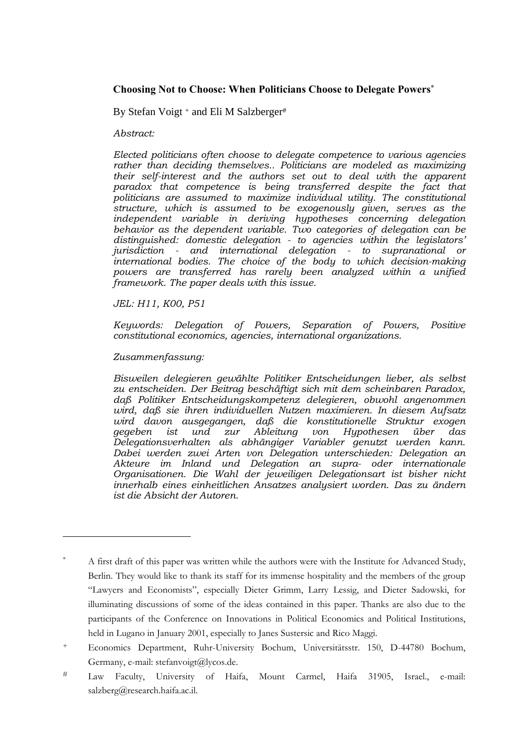**Choosing Not to Choose: When Politicians Choose to Delegate Powers**[*]

By Stefan Voigt [+] and Eli M Salzberger[#]

*Abstract:*

*Elected politicians often choose to delegate competence to various agencies rather than deciding themselves.. Politicians are modeled as maximizing their self-interest and the authors set out to deal with the apparent paradox that competence is being transferred despite the fact that politicians are assumed to maximize individual utility. The constitutional structure, which is assumed to be exogenously given, serves as the independent variable in deriving hypotheses concerning delegation behavior as the dependent variable. Two categories of delegation can be distinguished: domestic delegation - to agencies within the legislators' jurisdiction - and international delegation - to supranational or international bodies. The choice of the body to which decision-making powers are transferred has rarely been analyzed within a unified framework. The paper deals with this issue.*

*JEL: H11, K00, P51*

*Keywords: Delegation of Powers, Separation of Powers, Positive constitutional economics, agencies, international organizations.*

*Zusammenfassung:*

*Bisweilen delegieren gewählte Politiker Entscheidungen lieber, als selbst zu entscheiden. Der Beitrag beschäftigt sich mit dem scheinbaren Paradox, daß Politiker Entscheidungskompetenz delegieren, obwohl angenommen wird, daß sie ihren individuellen Nutzen maximieren. In diesem Aufsatz wird davon ausgegangen, daß die konstitutionelle Struktur exogen gegeben ist und zur Ableitung von Hypothesen über das Delegationsverhalten als abhängiger Variabler genutzt werden kann. Dabei werden zwei Arten von Delegation unterschieden: Delegation an Akteure im Inland und Delegation an supra- oder internationale Organisationen. Die Wahl der jeweiligen Delegationsart ist bisher nicht innerhalb eines einheitlichen Ansatzes analysiert worden. Das zu ändern ist die Absicht der Autoren.*

---

[*] A first draft of this paper was written while the authors were with the Institute for Advanced Study, Berlin. They would like to thank its staff for its immense hospitality and the members of the group "Lawyers and Economists", especially Dieter Grimm, Larry Lessig, and Dieter Sadowski, for illuminating discussions of some of the ideas contained in this paper. Thanks are also due to the participants of the Conference on Innovations in Political Economics and Political Institutions, held in Lugano in January 2001, especially to Janes Sustersic and Rico Maggi.

[+] Economics Department, Ruhr-University Bochum, Universitätsstr. 150, D-44780 Bochum, Germany, e-mail: stefanvoigt@lycos.de.

[#] Law Faculty, University of Haifa, Mount Carmel, Haifa 31905, Israel., e-mail: salzberg@research.haifa.ac.il.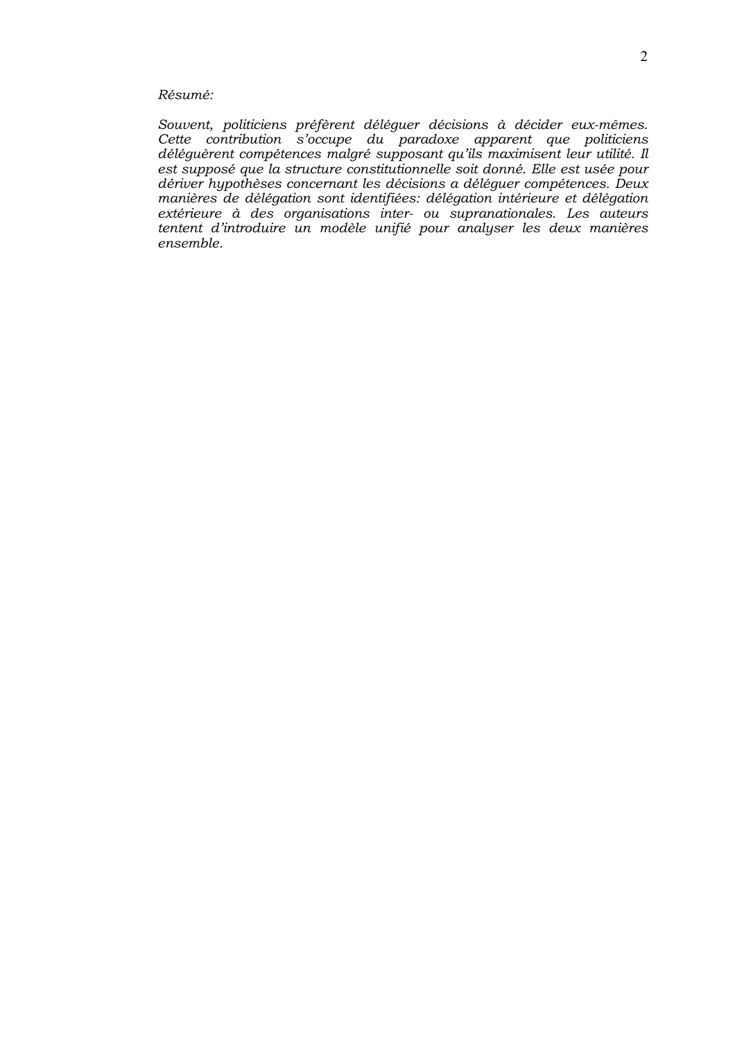*Résumé:*

*Souvent, politiciens préfèrent déléguer décisions à décider eux-mêmes. Cette contribution s'occupe du paradoxe apparent que politiciens déléguèrent compétences malgré supposant qu'ils maximisent leur utilité. Il est supposé que la structure constitutionnelle soit donné. Elle est usée pour dériver hypothèses concernant les décisions a déléguer compétences. Deux manières de délégation sont identifiées: délégation intérieure et délégation extérieure à des organisations inter- ou supranationales. Les auteurs tentent d'introduire un modèle unifié pour analyser les deux manières ensemble.*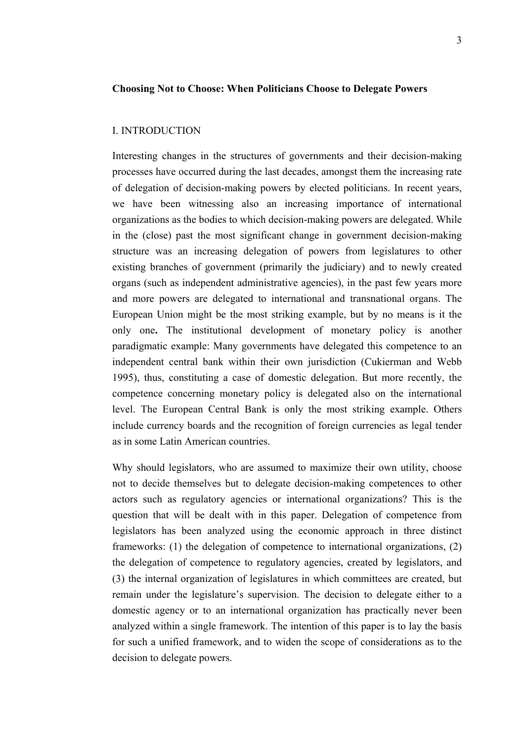# Choosing Not to Choose: When Politicians Choose to Delegate Powers

## I. INTRODUCTION

Interesting changes in the structures of governments and their decision-making processes have occurred during the last decades, amongst them the increasing rate of delegation of decision-making powers by elected politicians. In recent years, we have been witnessing also an increasing importance of international organizations as the bodies to which decision-making powers are delegated. While in the (close) past the most significant change in government decision-making structure was an increasing delegation of powers from legislatures to other existing branches of government (primarily the judiciary) and to newly created organs (such as independent administrative agencies), in the past few years more and more powers are delegated to international and transnational organs. The European Union might be the most striking example, but by no means is it the only one**.** The institutional development of monetary policy is another paradigmatic example: Many governments have delegated this competence to an independent central bank within their own jurisdiction (Cukierman and Webb 1995), thus, constituting a case of domestic delegation. But more recently, the competence concerning monetary policy is delegated also on the international level. The European Central Bank is only the most striking example. Others include currency boards and the recognition of foreign currencies as legal tender as in some Latin American countries.

Why should legislators, who are assumed to maximize their own utility, choose not to decide themselves but to delegate decision-making competences to other actors such as regulatory agencies or international organizations? This is the question that will be dealt with in this paper. Delegation of competence from legislators has been analyzed using the economic approach in three distinct frameworks: (1) the delegation of competence to international organizations, (2) the delegation of competence to regulatory agencies, created by legislators, and (3) the internal organization of legislatures in which committees are created, but remain under the legislature's supervision. The decision to delegate either to a domestic agency or to an international organization has practically never been analyzed within a single framework. The intention of this paper is to lay the basis for such a unified framework, and to widen the scope of considerations as to the decision to delegate powers.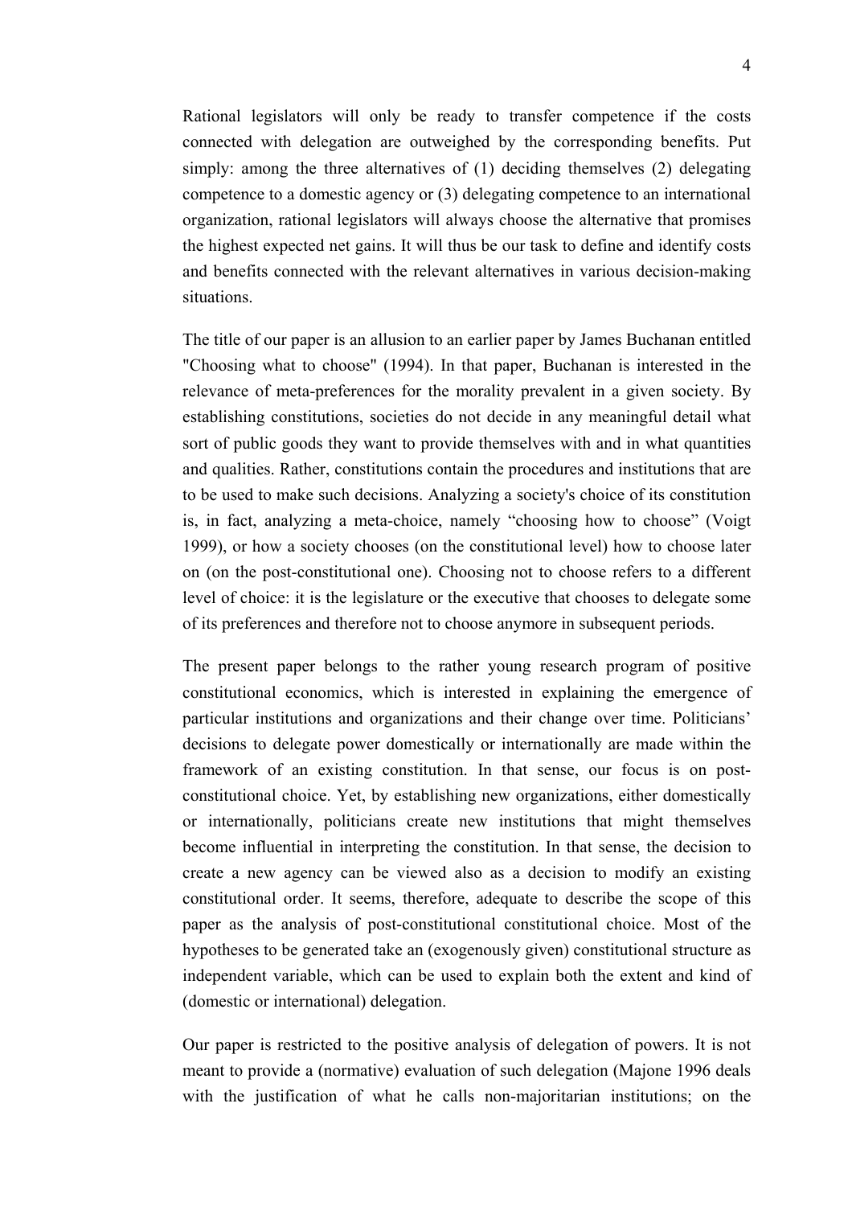Rational legislators will only be ready to transfer competence if the costs connected with delegation are outweighed by the corresponding benefits. Put simply: among the three alternatives of (1) deciding themselves (2) delegating competence to a domestic agency or (3) delegating competence to an international organization, rational legislators will always choose the alternative that promises the highest expected net gains. It will thus be our task to define and identify costs and benefits connected with the relevant alternatives in various decision-making situations.

The title of our paper is an allusion to an earlier paper by James Buchanan entitled "Choosing what to choose" (1994). In that paper, Buchanan is interested in the relevance of meta-preferences for the morality prevalent in a given society. By establishing constitutions, societies do not decide in any meaningful detail what sort of public goods they want to provide themselves with and in what quantities and qualities. Rather, constitutions contain the procedures and institutions that are to be used to make such decisions. Analyzing a society's choice of its constitution is, in fact, analyzing a meta-choice, namely "choosing how to choose" (Voigt 1999), or how a society chooses (on the constitutional level) how to choose later on (on the post-constitutional one). Choosing not to choose refers to a different level of choice: it is the legislature or the executive that chooses to delegate some of its preferences and therefore not to choose anymore in subsequent periods.

The present paper belongs to the rather young research program of positive constitutional economics, which is interested in explaining the emergence of particular institutions and organizations and their change over time. Politicians' decisions to delegate power domestically or internationally are made within the framework of an existing constitution. In that sense, our focus is on post-constitutional choice. Yet, by establishing new organizations, either domestically or internationally, politicians create new institutions that might themselves become influential in interpreting the constitution. In that sense, the decision to create a new agency can be viewed also as a decision to modify an existing constitutional order. It seems, therefore, adequate to describe the scope of this paper as the analysis of post-constitutional constitutional choice. Most of the hypotheses to be generated take an (exogenously given) constitutional structure as independent variable, which can be used to explain both the extent and kind of (domestic or international) delegation.

Our paper is restricted to the positive analysis of delegation of powers. It is not meant to provide a (normative) evaluation of such delegation (Majone 1996 deals with the justification of what he calls non-majoritarian institutions; on the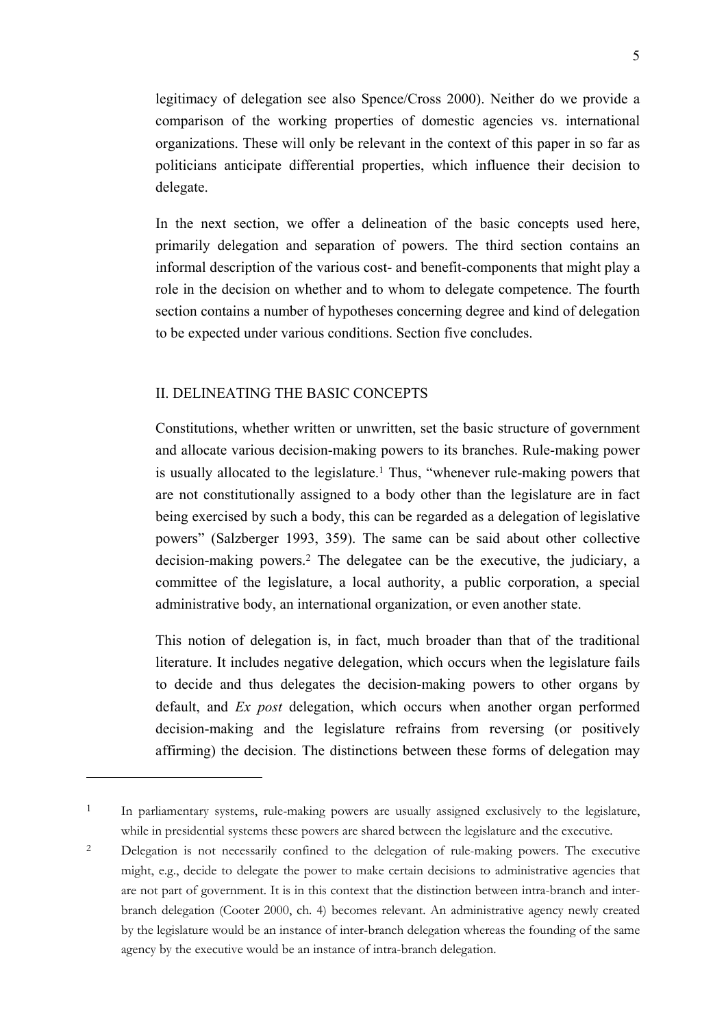legitimacy of delegation see also Spence/Cross 2000). Neither do we provide a comparison of the working properties of domestic agencies vs. international organizations. These will only be relevant in the context of this paper in so far as politicians anticipate differential properties, which influence their decision to delegate.

In the next section, we offer a delineation of the basic concepts used here, primarily delegation and separation of powers. The third section contains an informal description of the various cost- and benefit-components that might play a role in the decision on whether and to whom to delegate competence. The fourth section contains a number of hypotheses concerning degree and kind of delegation to be expected under various conditions. Section five concludes.

## II. DELINEATING THE BASIC CONCEPTS

Constitutions, whether written or unwritten, set the basic structure of government and allocate various decision-making powers to its branches. Rule-making power is usually allocated to the legislature.[1] Thus, "whenever rule-making powers that are not constitutionally assigned to a body other than the legislature are in fact being exercised by such a body, this can be regarded as a delegation of legislative powers" (Salzberger 1993, 359). The same can be said about other collective decision-making powers.[2] The delegatee can be the executive, the judiciary, a committee of the legislature, a local authority, a public corporation, a special administrative body, an international organization, or even another state.

This notion of delegation is, in fact, much broader than that of the traditional literature. It includes negative delegation, which occurs when the legislature fails to decide and thus delegates the decision-making powers to other organs by default, and *Ex post* delegation, which occurs when another organ performed decision-making and the legislature refrains from reversing (or positively affirming) the decision. The distinctions between these forms of delegation may

---

[1] In parliamentary systems, rule-making powers are usually assigned exclusively to the legislature, while in presidential systems these powers are shared between the legislature and the executive.

[2] Delegation is not necessarily confined to the delegation of rule-making powers. The executive might, e.g., decide to delegate the power to make certain decisions to administrative agencies that are not part of government. It is in this context that the distinction between intra-branch and inter-branch delegation (Cooter 2000, ch. 4) becomes relevant. An administrative agency newly created by the legislature would be an instance of inter-branch delegation whereas the founding of the same agency by the executive would be an instance of intra-branch delegation.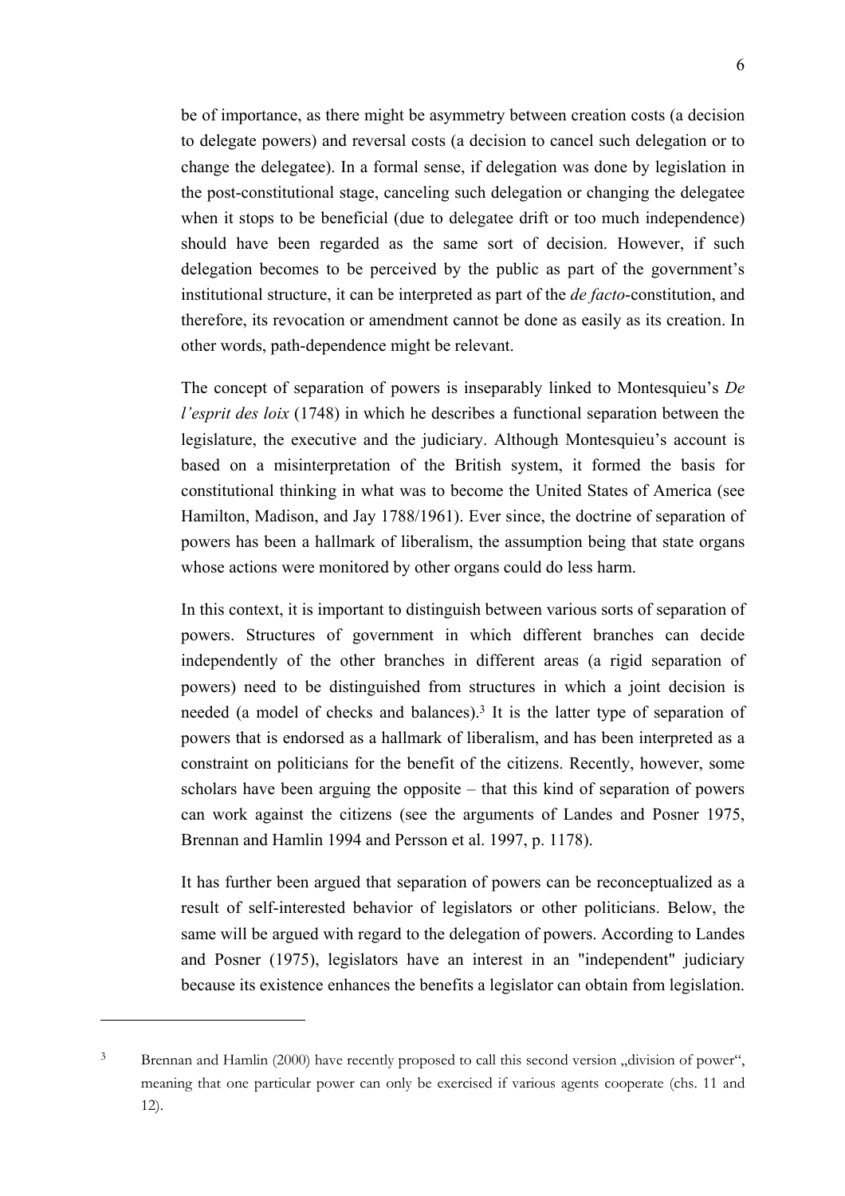be of importance, as there might be asymmetry between creation costs (a decision to delegate powers) and reversal costs (a decision to cancel such delegation or to change the delegatee). In a formal sense, if delegation was done by legislation in the post-constitutional stage, canceling such delegation or changing the delegatee when it stops to be beneficial (due to delegatee drift or too much independence) should have been regarded as the same sort of decision. However, if such delegation becomes to be perceived by the public as part of the government's institutional structure, it can be interpreted as part of the *de facto*-constitution, and therefore, its revocation or amendment cannot be done as easily as its creation. In other words, path-dependence might be relevant.

The concept of separation of powers is inseparably linked to Montesquieu's *De l'esprit des loix* (1748) in which he describes a functional separation between the legislature, the executive and the judiciary. Although Montesquieu's account is based on a misinterpretation of the British system, it formed the basis for constitutional thinking in what was to become the United States of America (see Hamilton, Madison, and Jay 1788/1961). Ever since, the doctrine of separation of powers has been a hallmark of liberalism, the assumption being that state organs whose actions were monitored by other organs could do less harm.

In this context, it is important to distinguish between various sorts of separation of powers. Structures of government in which different branches can decide independently of the other branches in different areas (a rigid separation of powers) need to be distinguished from structures in which a joint decision is needed (a model of checks and balances).[3] It is the latter type of separation of powers that is endorsed as a hallmark of liberalism, and has been interpreted as a constraint on politicians for the benefit of the citizens. Recently, however, some scholars have been arguing the opposite – that this kind of separation of powers can work against the citizens (see the arguments of Landes and Posner 1975, Brennan and Hamlin 1994 and Persson et al. 1997, p. 1178).

It has further been argued that separation of powers can be reconceptualized as a result of self-interested behavior of legislators or other politicians. Below, the same will be argued with regard to the delegation of powers. According to Landes and Posner (1975), legislators have an interest in an "independent" judiciary because its existence enhances the benefits a legislator can obtain from legislation.

---

[3] Brennan and Hamlin (2000) have recently proposed to call this second version „division of power", meaning that one particular power can only be exercised if various agents cooperate (chs. 11 and 12).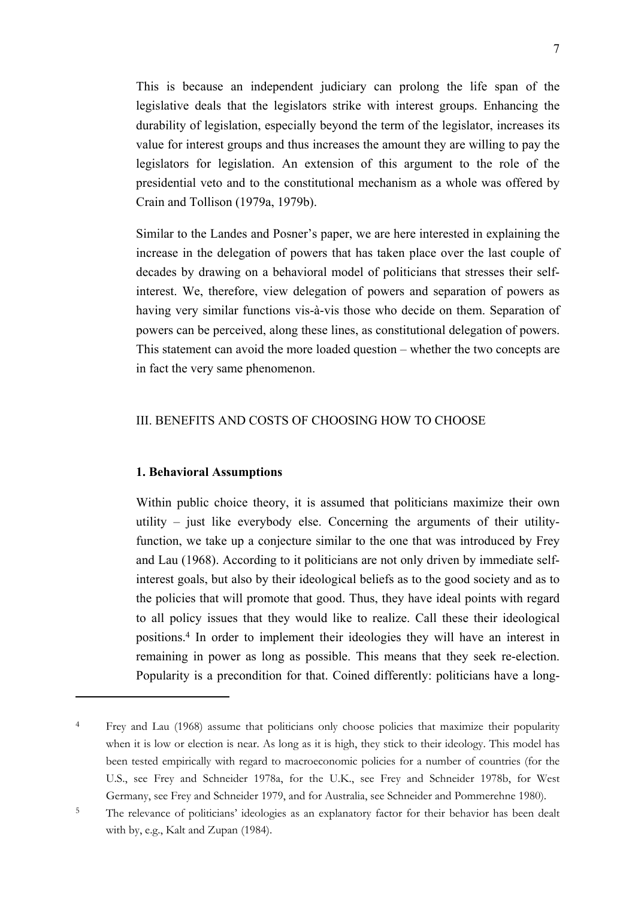This is because an independent judiciary can prolong the life span of the legislative deals that the legislators strike with interest groups. Enhancing the durability of legislation, especially beyond the term of the legislator, increases its value for interest groups and thus increases the amount they are willing to pay the legislators for legislation. An extension of this argument to the role of the presidential veto and to the constitutional mechanism as a whole was offered by Crain and Tollison (1979a, 1979b).

Similar to the Landes and Posner's paper, we are here interested in explaining the increase in the delegation of powers that has taken place over the last couple of decades by drawing on a behavioral model of politicians that stresses their self-interest. We, therefore, view delegation of powers and separation of powers as having very similar functions vis-à-vis those who decide on them. Separation of powers can be perceived, along these lines, as constitutional delegation of powers. This statement can avoid the more loaded question – whether the two concepts are in fact the very same phenomenon.

## III. BENEFITS AND COSTS OF CHOOSING HOW TO CHOOSE

### 1. Behavioral Assumptions

Within public choice theory, it is assumed that politicians maximize their own utility – just like everybody else. Concerning the arguments of their utility-function, we take up a conjecture similar to the one that was introduced by Frey and Lau (1968). According to it politicians are not only driven by immediate self-interest goals, but also by their ideological beliefs as to the good society and as to the policies that will promote that good. Thus, they have ideal points with regard to all policy issues that they would like to realize. Call these their ideological positions.[4] In order to implement their ideologies they will have an interest in remaining in power as long as possible. This means that they seek re-election. Popularity is a precondition for that. Coined differently: politicians have a long-

---

[4] Frey and Lau (1968) assume that politicians only choose policies that maximize their popularity when it is low or election is near. As long as it is high, they stick to their ideology. This model has been tested empirically with regard to macroeconomic policies for a number of countries (for the U.S., see Frey and Schneider 1978a, for the U.K., see Frey and Schneider 1978b, for West Germany, see Frey and Schneider 1979, and for Australia, see Schneider and Pommerehne 1980).

[5] The relevance of politicians' ideologies as an explanatory factor for their behavior has been dealt with by, e.g., Kalt and Zupan (1984).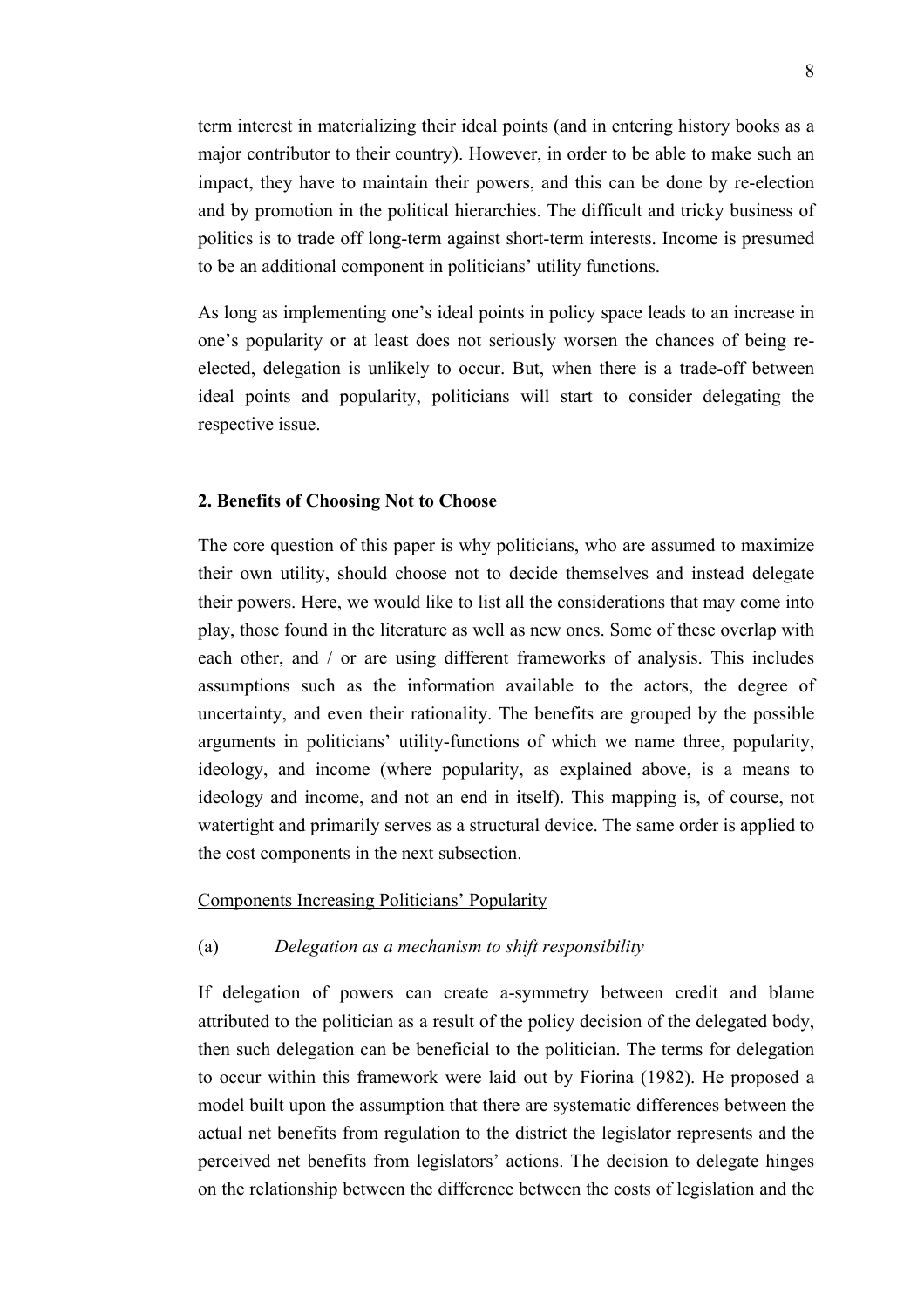term interest in materializing their ideal points (and in entering history books as a major contributor to their country). However, in order to be able to make such an impact, they have to maintain their powers, and this can be done by re-election and by promotion in the political hierarchies. The difficult and tricky business of politics is to trade off long-term against short-term interests. Income is presumed to be an additional component in politicians' utility functions.

As long as implementing one's ideal points in policy space leads to an increase in one's popularity or at least does not seriously worsen the chances of being re-elected, delegation is unlikely to occur. But, when there is a trade-off between ideal points and popularity, politicians will start to consider delegating the respective issue.

## 2. Benefits of Choosing Not to Choose

The core question of this paper is why politicians, who are assumed to maximize their own utility, should choose not to decide themselves and instead delegate their powers. Here, we would like to list all the considerations that may come into play, those found in the literature as well as new ones. Some of these overlap with each other, and / or are using different frameworks of analysis. This includes assumptions such as the information available to the actors, the degree of uncertainty, and even their rationality. The benefits are grouped by the possible arguments in politicians' utility-functions of which we name three, popularity, ideology, and income (where popularity, as explained above, is a means to ideology and income, and not an end in itself). This mapping is, of course, not watertight and primarily serves as a structural device. The same order is applied to the cost components in the next subsection.

### Components Increasing Politicians' Popularity

(a) *Delegation as a mechanism to shift responsibility*

If delegation of powers can create a-symmetry between credit and blame attributed to the politician as a result of the policy decision of the delegated body, then such delegation can be beneficial to the politician. The terms for delegation to occur within this framework were laid out by Fiorina (1982). He proposed a model built upon the assumption that there are systematic differences between the actual net benefits from regulation to the district the legislator represents and the perceived net benefits from legislators' actions. The decision to delegate hinges on the relationship between the difference between the costs of legislation and the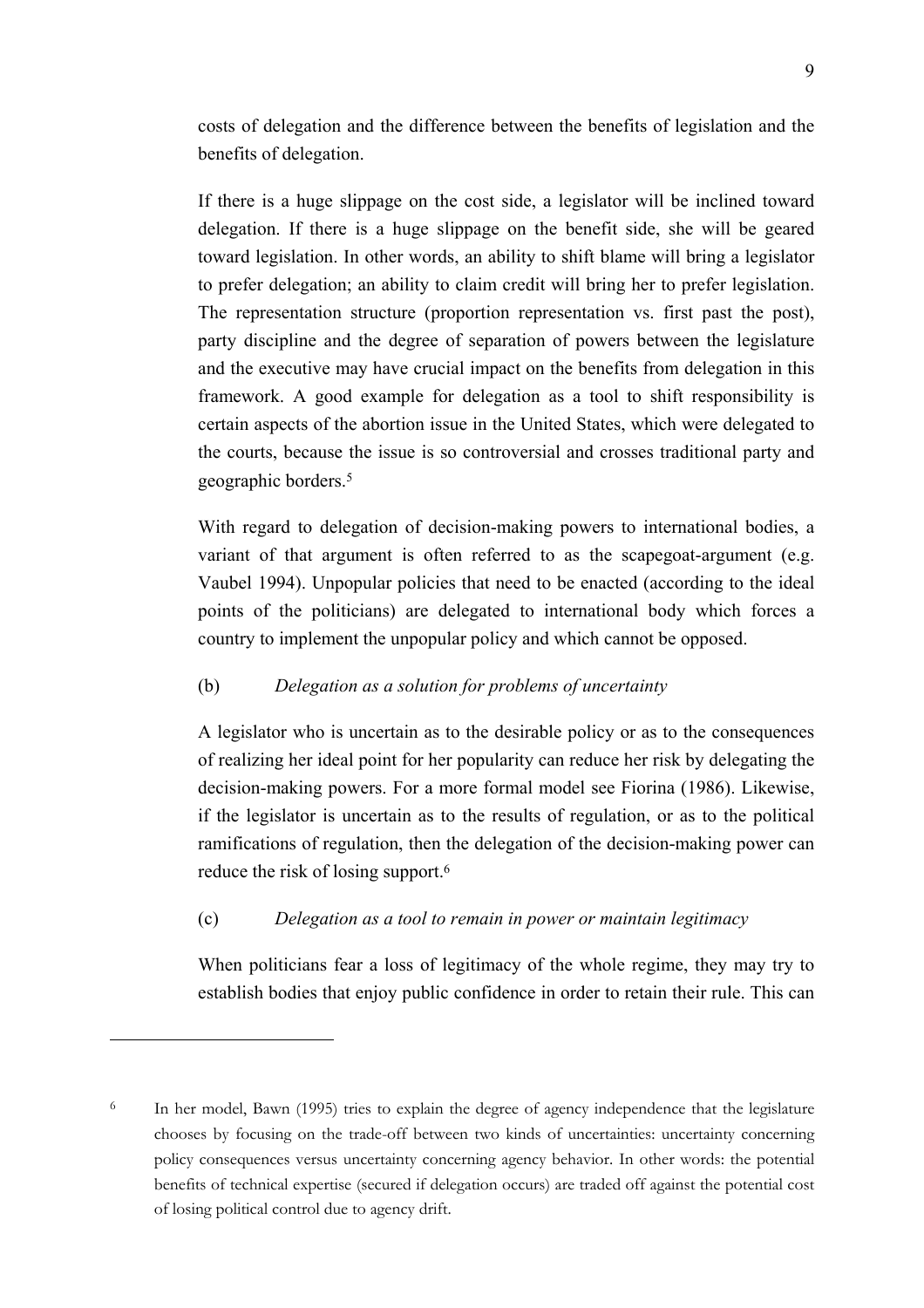costs of delegation and the difference between the benefits of legislation and the benefits of delegation.

If there is a huge slippage on the cost side, a legislator will be inclined toward delegation. If there is a huge slippage on the benefit side, she will be geared toward legislation. In other words, an ability to shift blame will bring a legislator to prefer delegation; an ability to claim credit will bring her to prefer legislation. The representation structure (proportion representation vs. first past the post), party discipline and the degree of separation of powers between the legislature and the executive may have crucial impact on the benefits from delegation in this framework. A good example for delegation as a tool to shift responsibility is certain aspects of the abortion issue in the United States, which were delegated to the courts, because the issue is so controversial and crosses traditional party and geographic borders.[5]

With regard to delegation of decision-making powers to international bodies, a variant of that argument is often referred to as the scapegoat-argument (e.g. Vaubel 1994). Unpopular policies that need to be enacted (according to the ideal points of the politicians) are delegated to international body which forces a country to implement the unpopular policy and which cannot be opposed.

(b) *Delegation as a solution for problems of uncertainty*

A legislator who is uncertain as to the desirable policy or as to the consequences of realizing her ideal point for her popularity can reduce her risk by delegating the decision-making powers. For a more formal model see Fiorina (1986). Likewise, if the legislator is uncertain as to the results of regulation, or as to the political ramifications of regulation, then the delegation of the decision-making power can reduce the risk of losing support.[6]

(c) *Delegation as a tool to remain in power or maintain legitimacy*

When politicians fear a loss of legitimacy of the whole regime, they may try to establish bodies that enjoy public confidence in order to retain their rule. This can

---

[6] In her model, Bawn (1995) tries to explain the degree of agency independence that the legislature chooses by focusing on the trade-off between two kinds of uncertainties: uncertainty concerning policy consequences versus uncertainty concerning agency behavior. In other words: the potential benefits of technical expertise (secured if delegation occurs) are traded off against the potential cost of losing political control due to agency drift.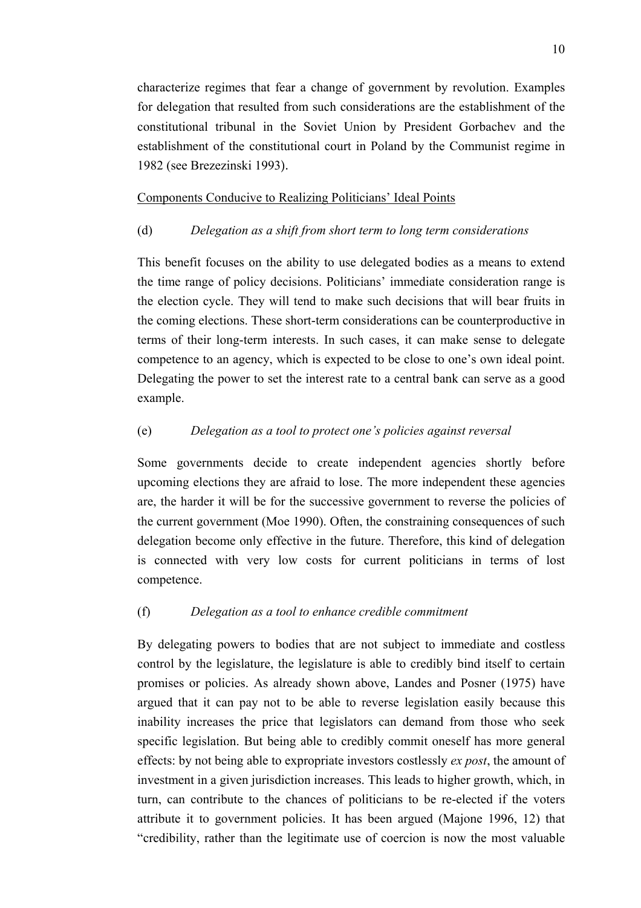characterize regimes that fear a change of government by revolution. Examples for delegation that resulted from such considerations are the establishment of the constitutional tribunal in the Soviet Union by President Gorbachev and the establishment of the constitutional court in Poland by the Communist regime in 1982 (see Brezezinski 1993).

Components Conducive to Realizing Politicians' Ideal Points

(d) *Delegation as a shift from short term to long term considerations*

This benefit focuses on the ability to use delegated bodies as a means to extend the time range of policy decisions. Politicians' immediate consideration range is the election cycle. They will tend to make such decisions that will bear fruits in the coming elections. These short-term considerations can be counterproductive in terms of their long-term interests. In such cases, it can make sense to delegate competence to an agency, which is expected to be close to one's own ideal point. Delegating the power to set the interest rate to a central bank can serve as a good example.

(e) *Delegation as a tool to protect one's policies against reversal*

Some governments decide to create independent agencies shortly before upcoming elections they are afraid to lose. The more independent these agencies are, the harder it will be for the successive government to reverse the policies of the current government (Moe 1990). Often, the constraining consequences of such delegation become only effective in the future. Therefore, this kind of delegation is connected with very low costs for current politicians in terms of lost competence.

(f) *Delegation as a tool to enhance credible commitment*

By delegating powers to bodies that are not subject to immediate and costless control by the legislature, the legislature is able to credibly bind itself to certain promises or policies. As already shown above, Landes and Posner (1975) have argued that it can pay not to be able to reverse legislation easily because this inability increases the price that legislators can demand from those who seek specific legislation. But being able to credibly commit oneself has more general effects: by not being able to expropriate investors costlessly *ex post*, the amount of investment in a given jurisdiction increases. This leads to higher growth, which, in turn, can contribute to the chances of politicians to be re-elected if the voters attribute it to government policies. It has been argued (Majone 1996, 12) that "credibility, rather than the legitimate use of coercion is now the most valuable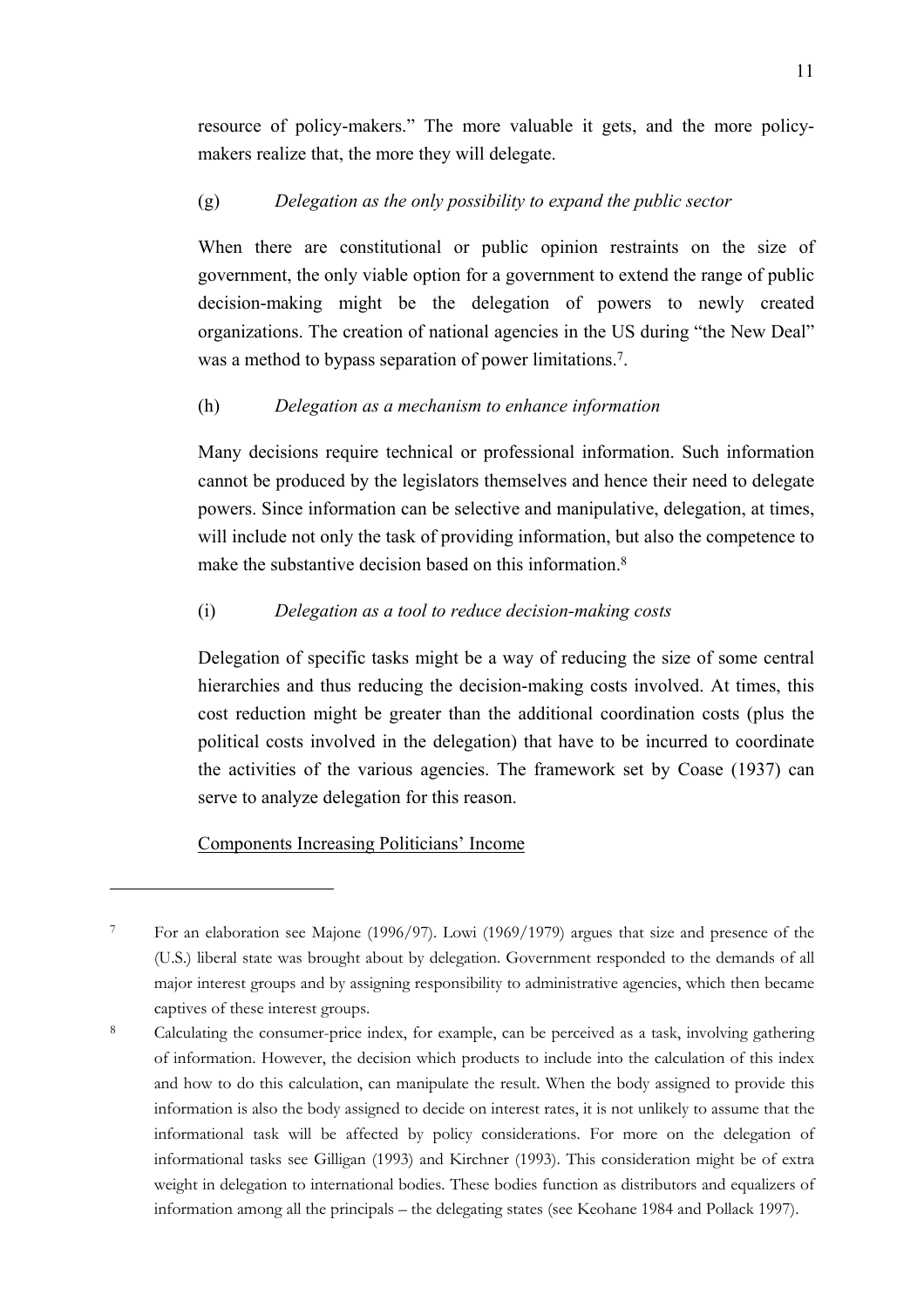resource of policy-makers." The more valuable it gets, and the more policy-makers realize that, the more they will delegate.

(g) *Delegation as the only possibility to expand the public sector*

When there are constitutional or public opinion restraints on the size of government, the only viable option for a government to extend the range of public decision-making might be the delegation of powers to newly created organizations. The creation of national agencies in the US during "the New Deal" was a method to bypass separation of power limitations.[7].

(h) *Delegation as a mechanism to enhance information*

Many decisions require technical or professional information. Such information cannot be produced by the legislators themselves and hence their need to delegate powers. Since information can be selective and manipulative, delegation, at times, will include not only the task of providing information, but also the competence to make the substantive decision based on this information.[8]

(i) *Delegation as a tool to reduce decision-making costs*

Delegation of specific tasks might be a way of reducing the size of some central hierarchies and thus reducing the decision-making costs involved. At times, this cost reduction might be greater than the additional coordination costs (plus the political costs involved in the delegation) that have to be incurred to coordinate the activities of the various agencies. The framework set by Coase (1937) can serve to analyze delegation for this reason.

<u>Components Increasing Politicians' Income</u>

---

[7] For an elaboration see Majone (1996/97). Lowi (1969/1979) argues that size and presence of the (U.S.) liberal state was brought about by delegation. Government responded to the demands of all major interest groups and by assigning responsibility to administrative agencies, which then became captives of these interest groups.

[8] Calculating the consumer-price index, for example, can be perceived as a task, involving gathering of information. However, the decision which products to include into the calculation of this index and how to do this calculation, can manipulate the result. When the body assigned to provide this information is also the body assigned to decide on interest rates, it is not unlikely to assume that the informational task will be affected by policy considerations. For more on the delegation of informational tasks see Gilligan (1993) and Kirchner (1993). This consideration might be of extra weight in delegation to international bodies. These bodies function as distributors and equalizers of information among all the principals – the delegating states (see Keohane 1984 and Pollack 1997).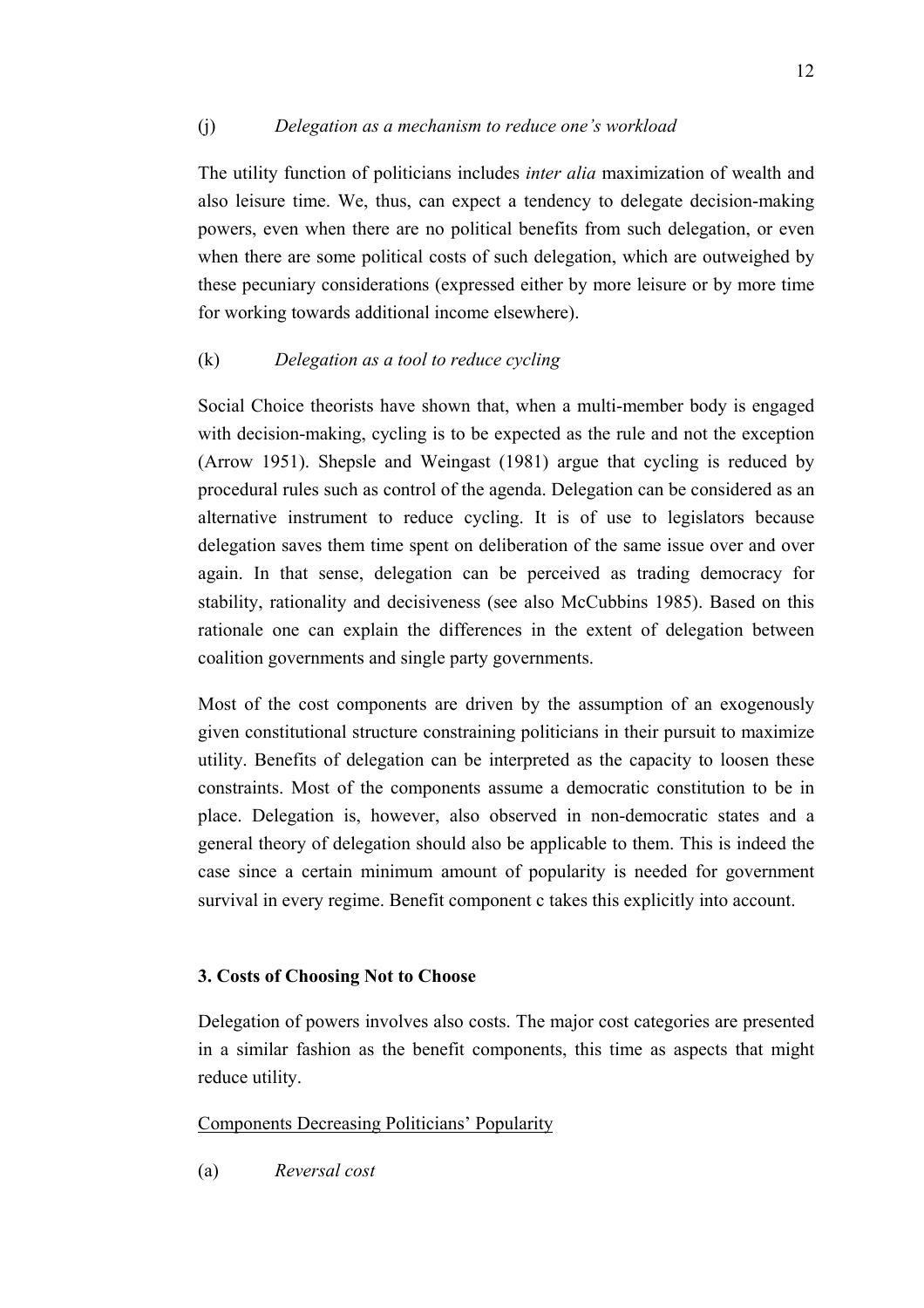(j) *Delegation as a mechanism to reduce one's workload*

The utility function of politicians includes *inter alia* maximization of wealth and also leisure time. We, thus, can expect a tendency to delegate decision-making powers, even when there are no political benefits from such delegation, or even when there are some political costs of such delegation, which are outweighed by these pecuniary considerations (expressed either by more leisure or by more time for working towards additional income elsewhere).

(k) *Delegation as a tool to reduce cycling*

Social Choice theorists have shown that, when a multi-member body is engaged with decision-making, cycling is to be expected as the rule and not the exception (Arrow 1951). Shepsle and Weingast (1981) argue that cycling is reduced by procedural rules such as control of the agenda. Delegation can be considered as an alternative instrument to reduce cycling. It is of use to legislators because delegation saves them time spent on deliberation of the same issue over and over again. In that sense, delegation can be perceived as trading democracy for stability, rationality and decisiveness (see also McCubbins 1985). Based on this rationale one can explain the differences in the extent of delegation between coalition governments and single party governments.

Most of the cost components are driven by the assumption of an exogenously given constitutional structure constraining politicians in their pursuit to maximize utility. Benefits of delegation can be interpreted as the capacity to loosen these constraints. Most of the components assume a democratic constitution to be in place. Delegation is, however, also observed in non-democratic states and a general theory of delegation should also be applicable to them. This is indeed the case since a certain minimum amount of popularity is needed for government survival in every regime. Benefit component c takes this explicitly into account.

## 3. Costs of Choosing Not to Choose

Delegation of powers involves also costs. The major cost categories are presented in a similar fashion as the benefit components, this time as aspects that might reduce utility.

<u>Components Decreasing Politicians' Popularity</u>

(a) *Reversal cost*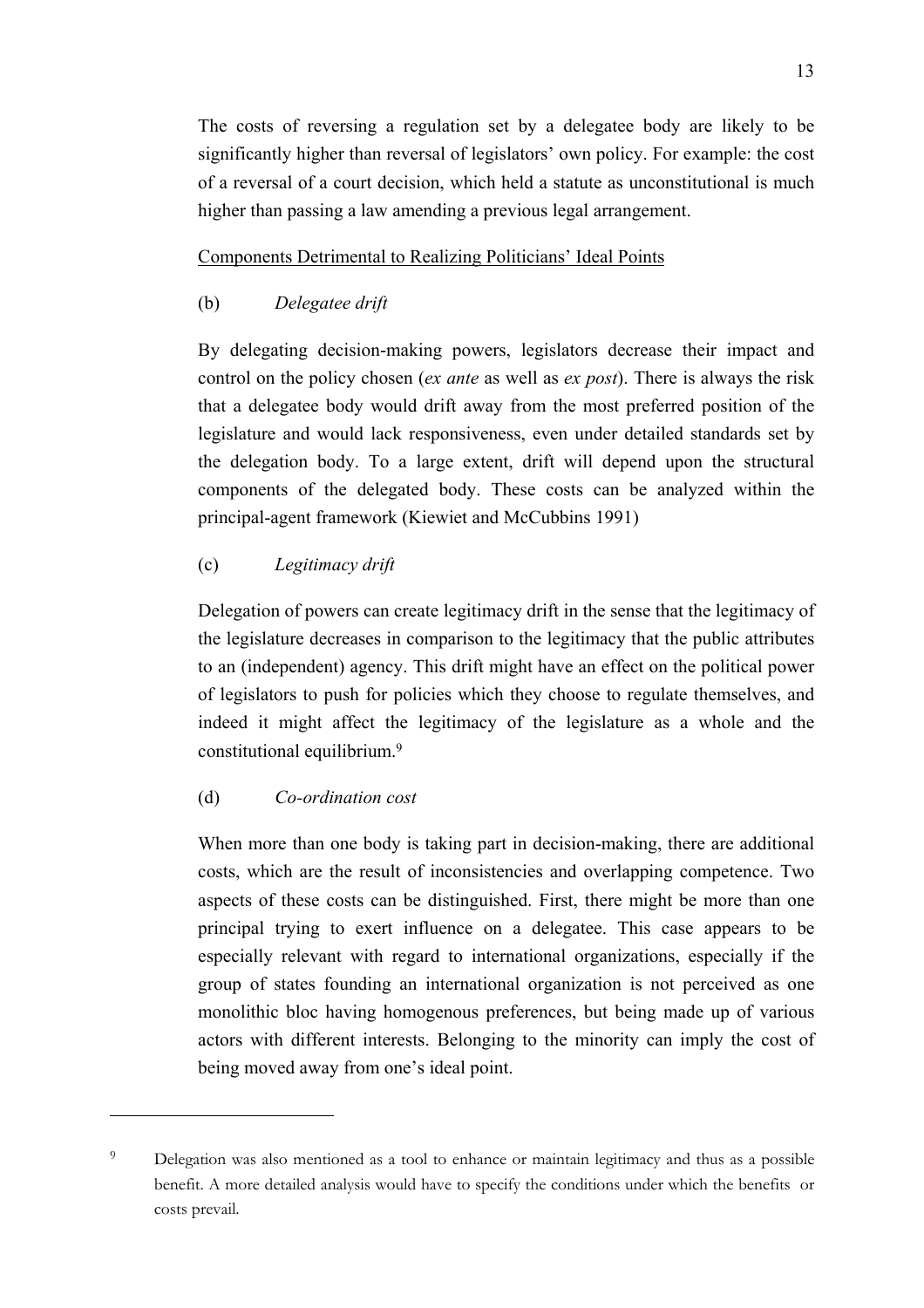The costs of reversing a regulation set by a delegatee body are likely to be significantly higher than reversal of legislators' own policy. For example: the cost of a reversal of a court decision, which held a statute as unconstitutional is much higher than passing a law amending a previous legal arrangement.

<u>Components Detrimental to Realizing Politicians' Ideal Points</u>

(b) *Delegatee drift*

By delegating decision-making powers, legislators decrease their impact and control on the policy chosen (*ex ante* as well as *ex post*). There is always the risk that a delegatee body would drift away from the most preferred position of the legislature and would lack responsiveness, even under detailed standards set by the delegation body. To a large extent, drift will depend upon the structural components of the delegated body. These costs can be analyzed within the principal-agent framework (Kiewiet and McCubbins 1991)

(c) *Legitimacy drift*

Delegation of powers can create legitimacy drift in the sense that the legitimacy of the legislature decreases in comparison to the legitimacy that the public attributes to an (independent) agency. This drift might have an effect on the political power of legislators to push for policies which they choose to regulate themselves, and indeed it might affect the legitimacy of the legislature as a whole and the constitutional equilibrium.[9]

(d) *Co-ordination cost*

When more than one body is taking part in decision-making, there are additional costs, which are the result of inconsistencies and overlapping competence. Two aspects of these costs can be distinguished. First, there might be more than one principal trying to exert influence on a delegatee. This case appears to be especially relevant with regard to international organizations, especially if the group of states founding an international organization is not perceived as one monolithic bloc having homogenous preferences, but being made up of various actors with different interests. Belonging to the minority can imply the cost of being moved away from one's ideal point.

---

[9] Delegation was also mentioned as a tool to enhance or maintain legitimacy and thus as a possible benefit. A more detailed analysis would have to specify the conditions under which the benefits or costs prevail.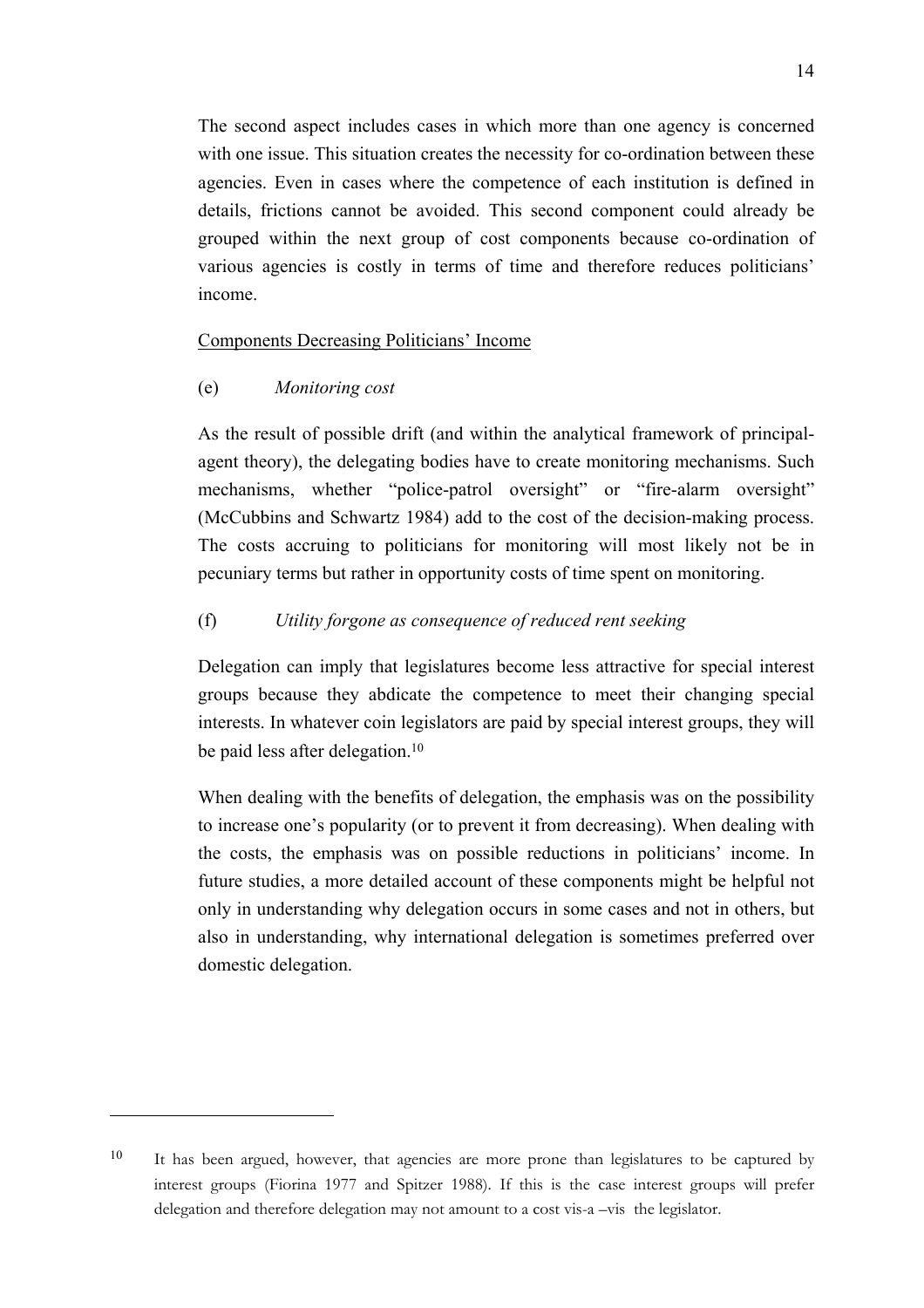The second aspect includes cases in which more than one agency is concerned with one issue. This situation creates the necessity for co-ordination between these agencies. Even in cases where the competence of each institution is defined in details, frictions cannot be avoided. This second component could already be grouped within the next group of cost components because co-ordination of various agencies is costly in terms of time and therefore reduces politicians' income.

Components Decreasing Politicians' Income

(e) *Monitoring cost*

As the result of possible drift (and within the analytical framework of principal-agent theory), the delegating bodies have to create monitoring mechanisms. Such mechanisms, whether "police-patrol oversight" or "fire-alarm oversight" (McCubbins and Schwartz 1984) add to the cost of the decision-making process. The costs accruing to politicians for monitoring will most likely not be in pecuniary terms but rather in opportunity costs of time spent on monitoring.

(f) *Utility forgone as consequence of reduced rent seeking*

Delegation can imply that legislatures become less attractive for special interest groups because they abdicate the competence to meet their changing special interests. In whatever coin legislators are paid by special interest groups, they will be paid less after delegation.[10]

When dealing with the benefits of delegation, the emphasis was on the possibility to increase one's popularity (or to prevent it from decreasing). When dealing with the costs, the emphasis was on possible reductions in politicians' income. In future studies, a more detailed account of these components might be helpful not only in understanding why delegation occurs in some cases and not in others, but also in understanding, why international delegation is sometimes preferred over domestic delegation.

---

[10] It has been argued, however, that agencies are more prone than legislatures to be captured by interest groups (Fiorina 1977 and Spitzer 1988). If this is the case interest groups will prefer delegation and therefore delegation may not amount to a cost vis-a –vis the legislator.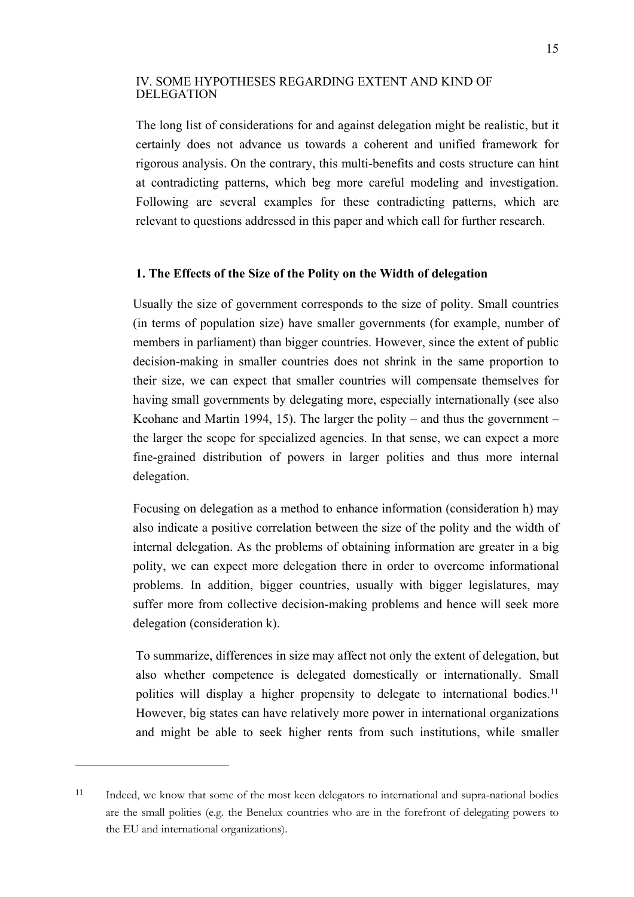## IV. SOME HYPOTHESES REGARDING EXTENT AND KIND OF DELEGATION

The long list of considerations for and against delegation might be realistic, but it certainly does not advance us towards a coherent and unified framework for rigorous analysis. On the contrary, this multi-benefits and costs structure can hint at contradicting patterns, which beg more careful modeling and investigation. Following are several examples for these contradicting patterns, which are relevant to questions addressed in this paper and which call for further research.

### 1. The Effects of the Size of the Polity on the Width of delegation

Usually the size of government corresponds to the size of polity. Small countries (in terms of population size) have smaller governments (for example, number of members in parliament) than bigger countries. However, since the extent of public decision-making in smaller countries does not shrink in the same proportion to their size, we can expect that smaller countries will compensate themselves for having small governments by delegating more, especially internationally (see also Keohane and Martin 1994, 15). The larger the polity – and thus the government – the larger the scope for specialized agencies. In that sense, we can expect a more fine-grained distribution of powers in larger polities and thus more internal delegation.

Focusing on delegation as a method to enhance information (consideration h) may also indicate a positive correlation between the size of the polity and the width of internal delegation. As the problems of obtaining information are greater in a big polity, we can expect more delegation there in order to overcome informational problems. In addition, bigger countries, usually with bigger legislatures, may suffer more from collective decision-making problems and hence will seek more delegation (consideration k).

To summarize, differences in size may affect not only the extent of delegation, but also whether competence is delegated domestically or internationally. Small polities will display a higher propensity to delegate to international bodies.[11] However, big states can have relatively more power in international organizations and might be able to seek higher rents from such institutions, while smaller

[11] Indeed, we know that some of the most keen delegators to international and supra-national bodies are the small polities (e.g. the Benelux countries who are in the forefront of delegating powers to the EU and international organizations).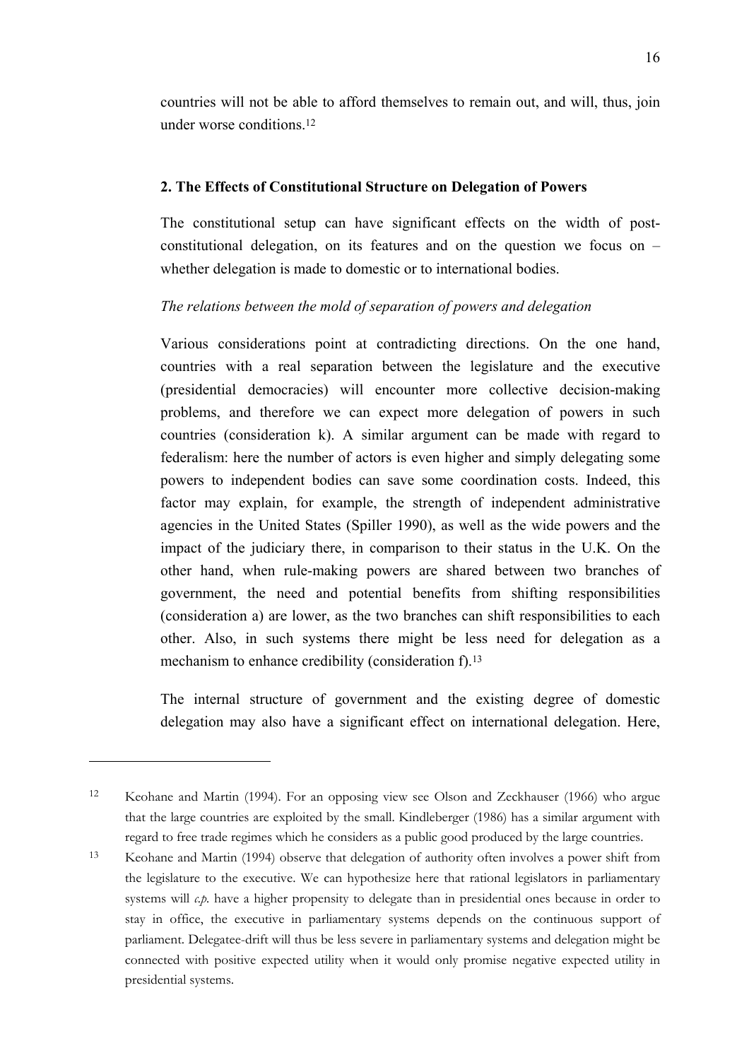countries will not be able to afford themselves to remain out, and will, thus, join under worse conditions.[12]

### 2. The Effects of Constitutional Structure on Delegation of Powers

The constitutional setup can have significant effects on the width of post-constitutional delegation, on its features and on the question we focus on – whether delegation is made to domestic or to international bodies.

*The relations between the mold of separation of powers and delegation*

Various considerations point at contradicting directions. On the one hand, countries with a real separation between the legislature and the executive (presidential democracies) will encounter more collective decision-making problems, and therefore we can expect more delegation of powers in such countries (consideration k). A similar argument can be made with regard to federalism: here the number of actors is even higher and simply delegating some powers to independent bodies can save some coordination costs. Indeed, this factor may explain, for example, the strength of independent administrative agencies in the United States (Spiller 1990), as well as the wide powers and the impact of the judiciary there, in comparison to their status in the U.K. On the other hand, when rule-making powers are shared between two branches of government, the need and potential benefits from shifting responsibilities (consideration a) are lower, as the two branches can shift responsibilities to each other. Also, in such systems there might be less need for delegation as a mechanism to enhance credibility (consideration f).[13]

The internal structure of government and the existing degree of domestic delegation may also have a significant effect on international delegation. Here,

---

[12] Keohane and Martin (1994). For an opposing view see Olson and Zeckhauser (1966) who argue that the large countries are exploited by the small. Kindleberger (1986) has a similar argument with regard to free trade regimes which he considers as a public good produced by the large countries.

[13] Keohane and Martin (1994) observe that delegation of authority often involves a power shift from the legislature to the executive. We can hypothesize here that rational legislators in parliamentary systems will *c.p.* have a higher propensity to delegate than in presidential ones because in order to stay in office, the executive in parliamentary systems depends on the continuous support of parliament. Delegatee-drift will thus be less severe in parliamentary systems and delegation might be connected with positive expected utility when it would only promise negative expected utility in presidential systems.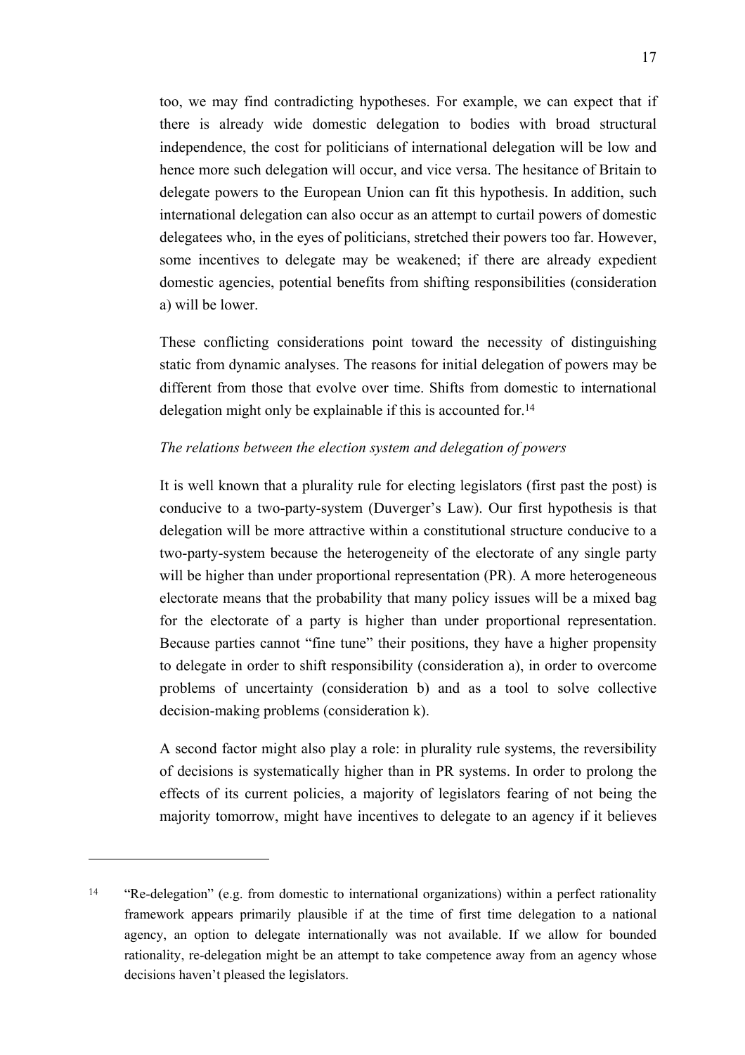too, we may find contradicting hypotheses. For example, we can expect that if there is already wide domestic delegation to bodies with broad structural independence, the cost for politicians of international delegation will be low and hence more such delegation will occur, and vice versa. The hesitance of Britain to delegate powers to the European Union can fit this hypothesis. In addition, such international delegation can also occur as an attempt to curtail powers of domestic delegatees who, in the eyes of politicians, stretched their powers too far. However, some incentives to delegate may be weakened; if there are already expedient domestic agencies, potential benefits from shifting responsibilities (consideration a) will be lower.

These conflicting considerations point toward the necessity of distinguishing static from dynamic analyses. The reasons for initial delegation of powers may be different from those that evolve over time. Shifts from domestic to international delegation might only be explainable if this is accounted for.[14]

*The relations between the election system and delegation of powers*

It is well known that a plurality rule for electing legislators (first past the post) is conducive to a two-party-system (Duverger's Law). Our first hypothesis is that delegation will be more attractive within a constitutional structure conducive to a two-party-system because the heterogeneity of the electorate of any single party will be higher than under proportional representation (PR). A more heterogeneous electorate means that the probability that many policy issues will be a mixed bag for the electorate of a party is higher than under proportional representation. Because parties cannot "fine tune" their positions, they have a higher propensity to delegate in order to shift responsibility (consideration a), in order to overcome problems of uncertainty (consideration b) and as a tool to solve collective decision-making problems (consideration k).

A second factor might also play a role: in plurality rule systems, the reversibility of decisions is systematically higher than in PR systems. In order to prolong the effects of its current policies, a majority of legislators fearing of not being the majority tomorrow, might have incentives to delegate to an agency if it believes

---

[14] "Re-delegation" (e.g. from domestic to international organizations) within a perfect rationality framework appears primarily plausible if at the time of first time delegation to a national agency, an option to delegate internationally was not available. If we allow for bounded rationality, re-delegation might be an attempt to take competence away from an agency whose decisions haven't pleased the legislators.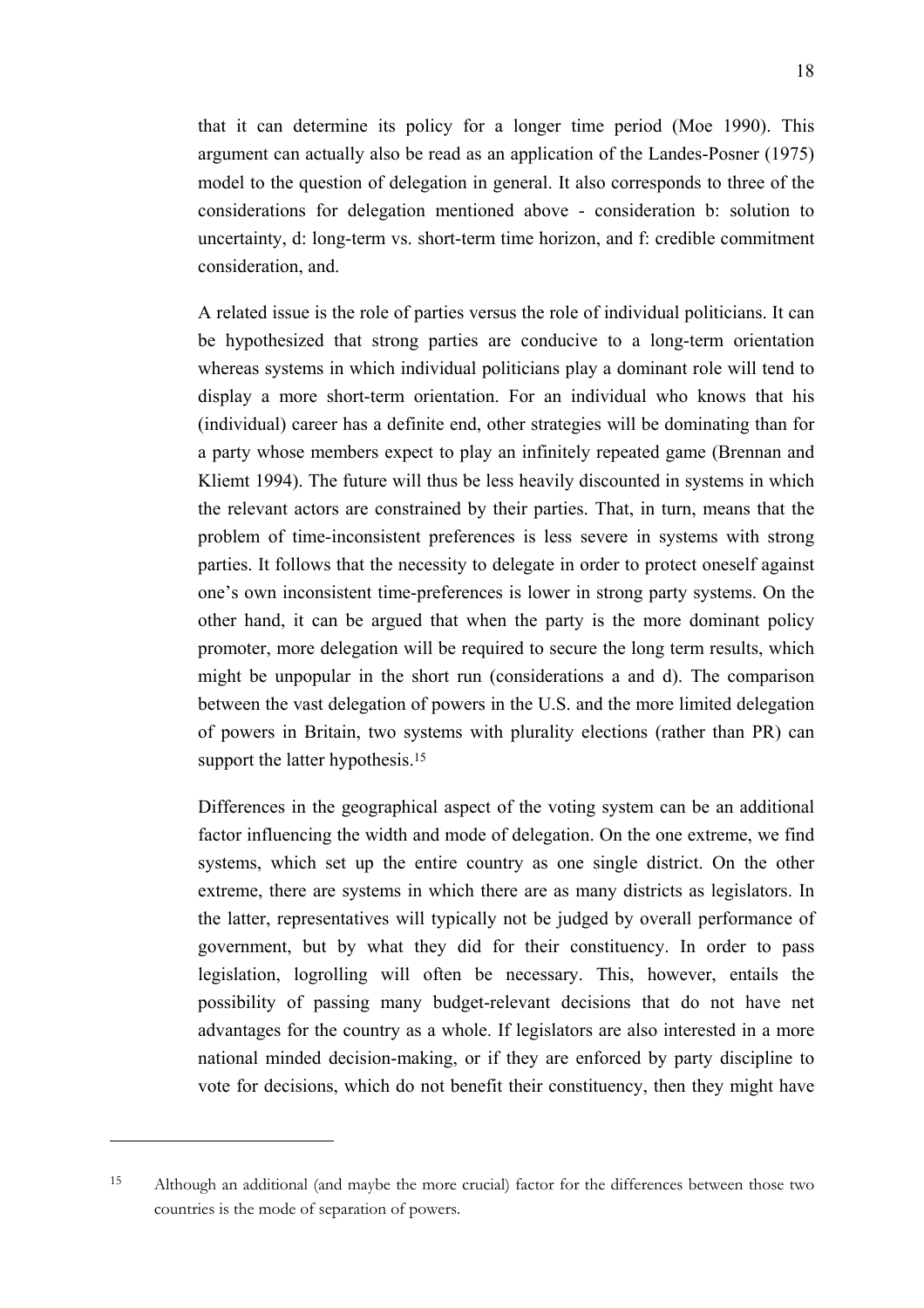that it can determine its policy for a longer time period (Moe 1990). This argument can actually also be read as an application of the Landes-Posner (1975) model to the question of delegation in general. It also corresponds to three of the considerations for delegation mentioned above - consideration b: solution to uncertainty, d: long-term vs. short-term time horizon, and f: credible commitment consideration, and.

A related issue is the role of parties versus the role of individual politicians. It can be hypothesized that strong parties are conducive to a long-term orientation whereas systems in which individual politicians play a dominant role will tend to display a more short-term orientation. For an individual who knows that his (individual) career has a definite end, other strategies will be dominating than for a party whose members expect to play an infinitely repeated game (Brennan and Kliemt 1994). The future will thus be less heavily discounted in systems in which the relevant actors are constrained by their parties. That, in turn, means that the problem of time-inconsistent preferences is less severe in systems with strong parties. It follows that the necessity to delegate in order to protect oneself against one's own inconsistent time-preferences is lower in strong party systems. On the other hand, it can be argued that when the party is the more dominant policy promoter, more delegation will be required to secure the long term results, which might be unpopular in the short run (considerations a and d). The comparison between the vast delegation of powers in the U.S. and the more limited delegation of powers in Britain, two systems with plurality elections (rather than PR) can support the latter hypothesis.[15]

Differences in the geographical aspect of the voting system can be an additional factor influencing the width and mode of delegation. On the one extreme, we find systems, which set up the entire country as one single district. On the other extreme, there are systems in which there are as many districts as legislators. In the latter, representatives will typically not be judged by overall performance of government, but by what they did for their constituency. In order to pass legislation, logrolling will often be necessary. This, however, entails the possibility of passing many budget-relevant decisions that do not have net advantages for the country as a whole. If legislators are also interested in a more national minded decision-making, or if they are enforced by party discipline to vote for decisions, which do not benefit their constituency, then they might have

---

[15] Although an additional (and maybe the more crucial) factor for the differences between those two countries is the mode of separation of powers.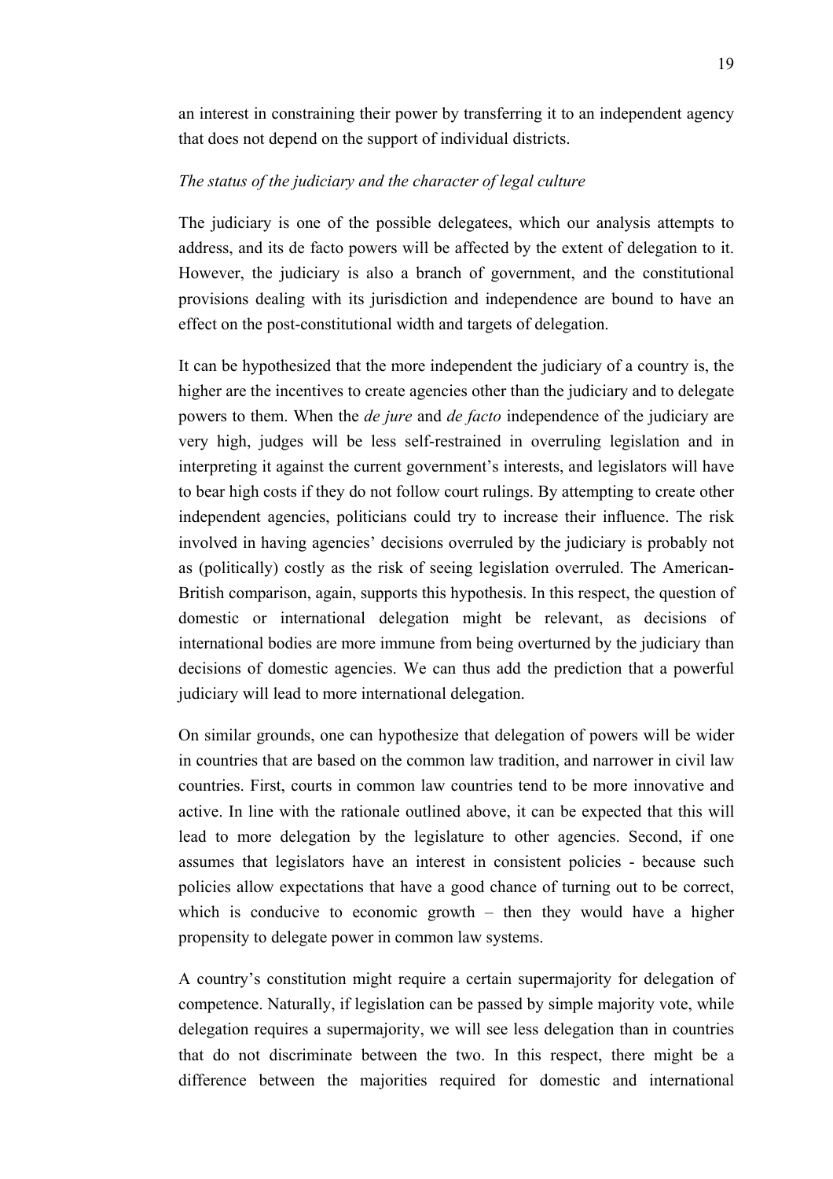an interest in constraining their power by transferring it to an independent agency that does not depend on the support of individual districts.

*The status of the judiciary and the character of legal culture*

The judiciary is one of the possible delegatees, which our analysis attempts to address, and its de facto powers will be affected by the extent of delegation to it. However, the judiciary is also a branch of government, and the constitutional provisions dealing with its jurisdiction and independence are bound to have an effect on the post-constitutional width and targets of delegation.

It can be hypothesized that the more independent the judiciary of a country is, the higher are the incentives to create agencies other than the judiciary and to delegate powers to them. When the *de jure* and *de facto* independence of the judiciary are very high, judges will be less self-restrained in overruling legislation and in interpreting it against the current government's interests, and legislators will have to bear high costs if they do not follow court rulings. By attempting to create other independent agencies, politicians could try to increase their influence. The risk involved in having agencies' decisions overruled by the judiciary is probably not as (politically) costly as the risk of seeing legislation overruled. The American-British comparison, again, supports this hypothesis. In this respect, the question of domestic or international delegation might be relevant, as decisions of international bodies are more immune from being overturned by the judiciary than decisions of domestic agencies. We can thus add the prediction that a powerful judiciary will lead to more international delegation.

On similar grounds, one can hypothesize that delegation of powers will be wider in countries that are based on the common law tradition, and narrower in civil law countries. First, courts in common law countries tend to be more innovative and active. In line with the rationale outlined above, it can be expected that this will lead to more delegation by the legislature to other agencies. Second, if one assumes that legislators have an interest in consistent policies - because such policies allow expectations that have a good chance of turning out to be correct, which is conducive to economic growth – then they would have a higher propensity to delegate power in common law systems.

A country's constitution might require a certain supermajority for delegation of competence. Naturally, if legislation can be passed by simple majority vote, while delegation requires a supermajority, we will see less delegation than in countries that do not discriminate between the two. In this respect, there might be a difference between the majorities required for domestic and international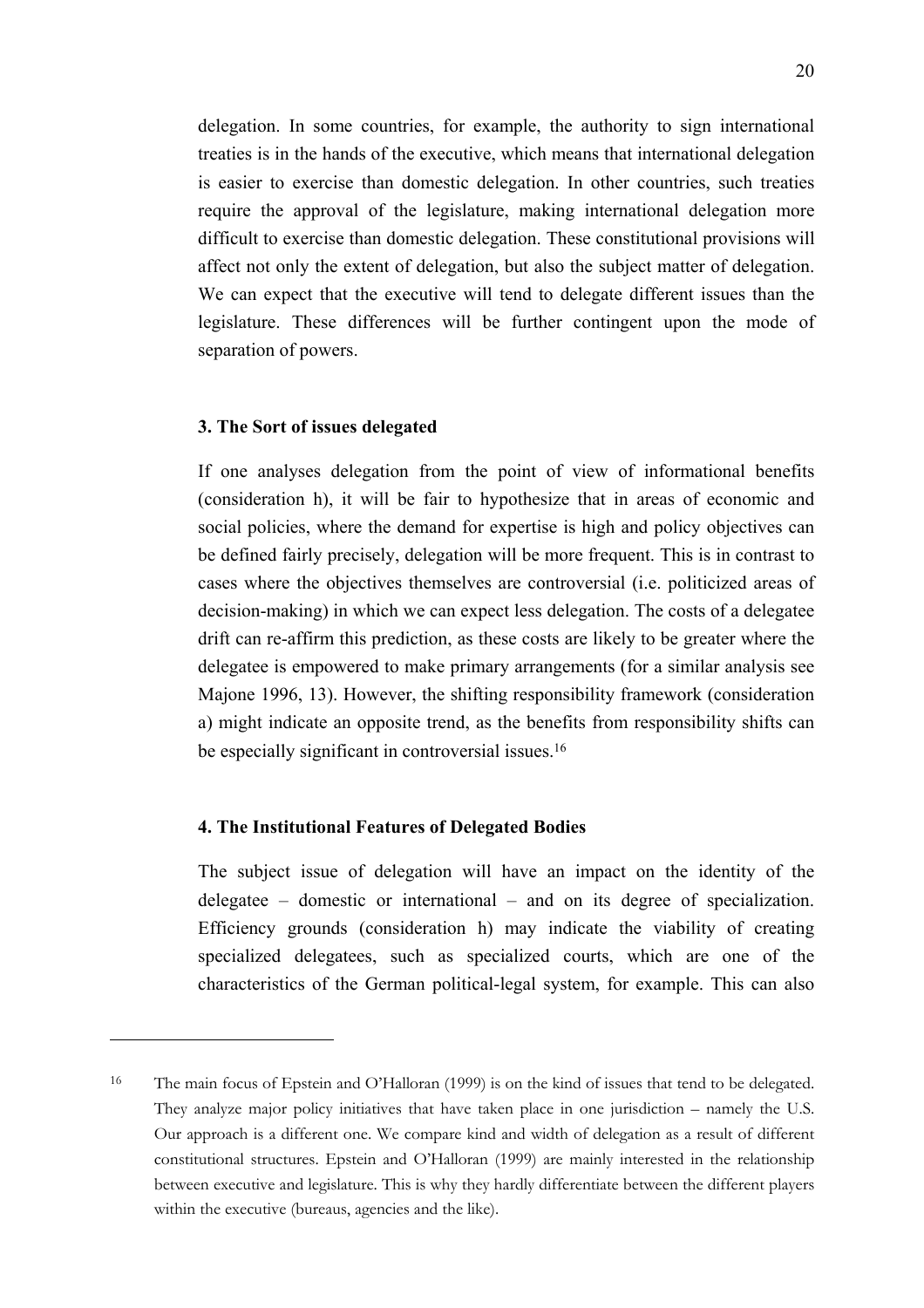delegation. In some countries, for example, the authority to sign international treaties is in the hands of the executive, which means that international delegation is easier to exercise than domestic delegation. In other countries, such treaties require the approval of the legislature, making international delegation more difficult to exercise than domestic delegation. These constitutional provisions will affect not only the extent of delegation, but also the subject matter of delegation. We can expect that the executive will tend to delegate different issues than the legislature. These differences will be further contingent upon the mode of separation of powers.

### 3. The Sort of issues delegated

If one analyses delegation from the point of view of informational benefits (consideration h), it will be fair to hypothesize that in areas of economic and social policies, where the demand for expertise is high and policy objectives can be defined fairly precisely, delegation will be more frequent. This is in contrast to cases where the objectives themselves are controversial (i.e. politicized areas of decision-making) in which we can expect less delegation. The costs of a delegatee drift can re-affirm this prediction, as these costs are likely to be greater where the delegatee is empowered to make primary arrangements (for a similar analysis see Majone 1996, 13). However, the shifting responsibility framework (consideration a) might indicate an opposite trend, as the benefits from responsibility shifts can be especially significant in controversial issues.[16]

### 4. The Institutional Features of Delegated Bodies

The subject issue of delegation will have an impact on the identity of the delegatee – domestic or international – and on its degree of specialization. Efficiency grounds (consideration h) may indicate the viability of creating specialized delegatees, such as specialized courts, which are one of the characteristics of the German political-legal system, for example. This can also

---

[16] The main focus of Epstein and O'Halloran (1999) is on the kind of issues that tend to be delegated. They analyze major policy initiatives that have taken place in one jurisdiction – namely the U.S. Our approach is a different one. We compare kind and width of delegation as a result of different constitutional structures. Epstein and O'Halloran (1999) are mainly interested in the relationship between executive and legislature. This is why they hardly differentiate between the different players within the executive (bureaus, agencies and the like).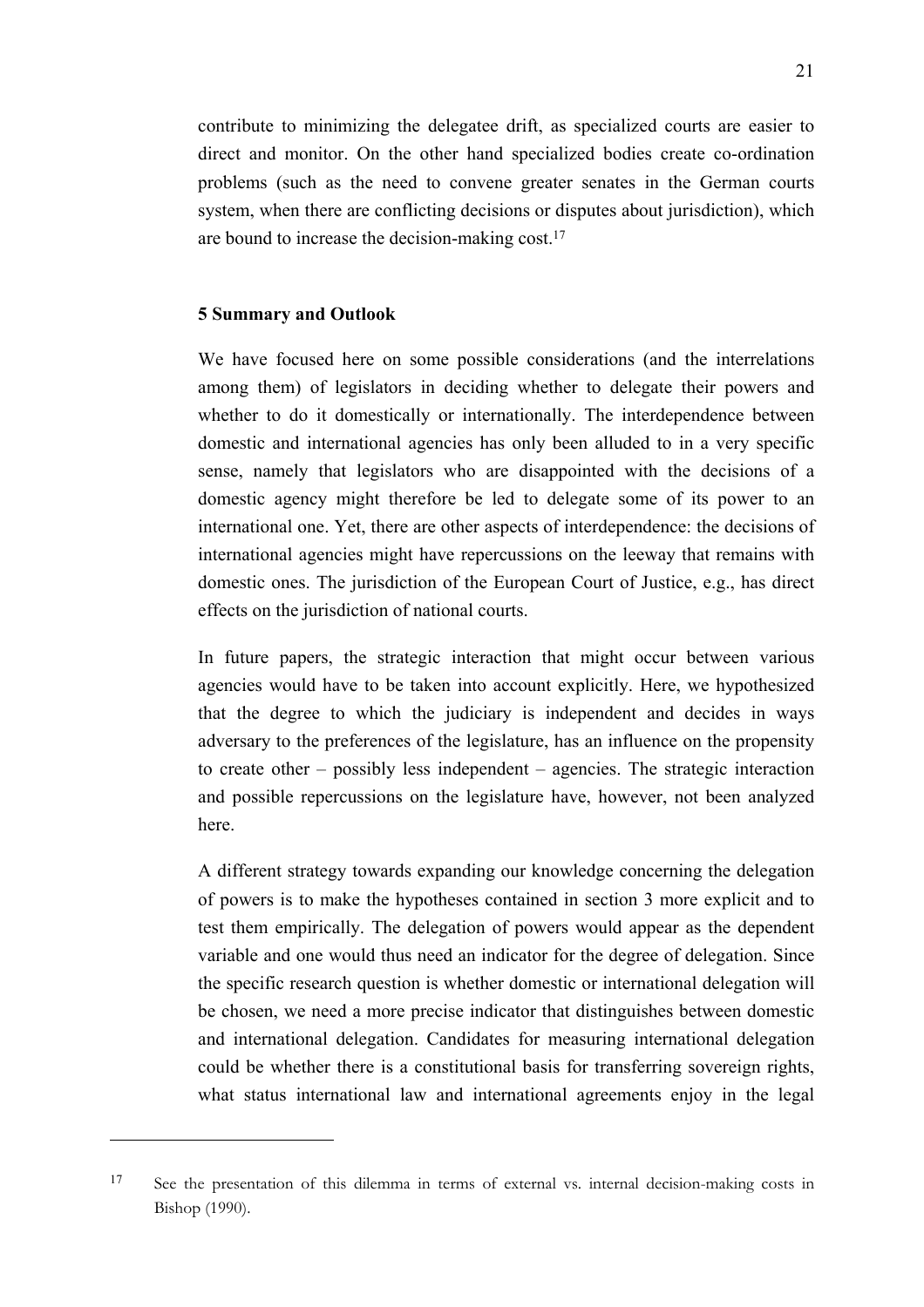contribute to minimizing the delegatee drift, as specialized courts are easier to direct and monitor. On the other hand specialized bodies create co-ordination problems (such as the need to convene greater senates in the German courts system, when there are conflicting decisions or disputes about jurisdiction), which are bound to increase the decision-making cost.[17]

## 5 Summary and Outlook

We have focused here on some possible considerations (and the interrelations among them) of legislators in deciding whether to delegate their powers and whether to do it domestically or internationally. The interdependence between domestic and international agencies has only been alluded to in a very specific sense, namely that legislators who are disappointed with the decisions of a domestic agency might therefore be led to delegate some of its power to an international one. Yet, there are other aspects of interdependence: the decisions of international agencies might have repercussions on the leeway that remains with domestic ones. The jurisdiction of the European Court of Justice, e.g., has direct effects on the jurisdiction of national courts.

In future papers, the strategic interaction that might occur between various agencies would have to be taken into account explicitly. Here, we hypothesized that the degree to which the judiciary is independent and decides in ways adversary to the preferences of the legislature, has an influence on the propensity to create other – possibly less independent – agencies. The strategic interaction and possible repercussions on the legislature have, however, not been analyzed here.

A different strategy towards expanding our knowledge concerning the delegation of powers is to make the hypotheses contained in section 3 more explicit and to test them empirically. The delegation of powers would appear as the dependent variable and one would thus need an indicator for the degree of delegation. Since the specific research question is whether domestic or international delegation will be chosen, we need a more precise indicator that distinguishes between domestic and international delegation. Candidates for measuring international delegation could be whether there is a constitutional basis for transferring sovereign rights, what status international law and international agreements enjoy in the legal

---

[17] See the presentation of this dilemma in terms of external vs. internal decision-making costs in Bishop (1990).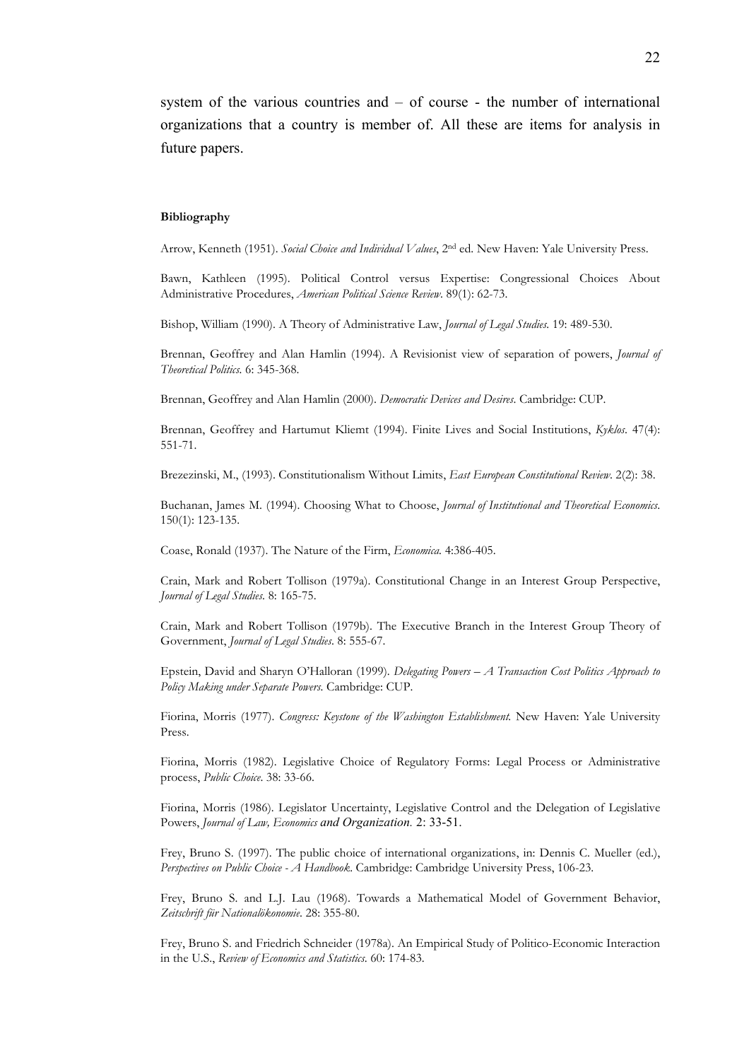system of the various countries and – of course - the number of international organizations that a country is member of. All these are items for analysis in future papers.

**Bibliography**

Arrow, Kenneth (1951). *Social Choice and Individual Values*, 2nd ed. New Haven: Yale University Press.

Bawn, Kathleen (1995). Political Control versus Expertise: Congressional Choices About Administrative Procedures, *American Political Science Review*. 89(1): 62-73.

Bishop, William (1990). A Theory of Administrative Law, *Journal of Legal Studies*. 19: 489-530.

Brennan, Geoffrey and Alan Hamlin (1994). A Revisionist view of separation of powers, *Journal of Theoretical Politics*. 6: 345-368.

Brennan, Geoffrey and Alan Hamlin (2000). *Democratic Devices and Desires*. Cambridge: CUP.

Brennan, Geoffrey and Hartumut Kliemt (1994). Finite Lives and Social Institutions, *Kyklos*. 47(4): 551-71.

Brezezinski, M., (1993). Constitutionalism Without Limits, *East European Constitutional Review*. 2(2): 38.

Buchanan, James M. (1994). Choosing What to Choose, *Journal of Institutional and Theoretical Economics*. 150(1): 123-135.

Coase, Ronald (1937). The Nature of the Firm, *Economica*. 4:386-405.

Crain, Mark and Robert Tollison (1979a). Constitutional Change in an Interest Group Perspective, *Journal of Legal Studies*. 8: 165-75.

Crain, Mark and Robert Tollison (1979b). The Executive Branch in the Interest Group Theory of Government, *Journal of Legal Studies*. 8: 555-67.

Epstein, David and Sharyn O'Halloran (1999). *Delegating Powers – A Transaction Cost Politics Approach to Policy Making under Separate Powers*. Cambridge: CUP.

Fiorina, Morris (1977). *Congress: Keystone of the Washington Establishment*. New Haven: Yale University Press.

Fiorina, Morris (1982). Legislative Choice of Regulatory Forms: Legal Process or Administrative process, *Public Choice*. 38: 33-66.

Fiorina, Morris (1986). Legislator Uncertainty, Legislative Control and the Delegation of Legislative Powers, *Journal of Law, Economics and Organization*. 2: 33-51.

Frey, Bruno S. (1997). The public choice of international organizations, in: Dennis C. Mueller (ed.), *Perspectives on Public Choice - A Handbook*. Cambridge: Cambridge University Press, 106-23.

Frey, Bruno S. and L.J. Lau (1968). Towards a Mathematical Model of Government Behavior, *Zeitschrift für Nationalökonomie*. 28: 355-80.

Frey, Bruno S. and Friedrich Schneider (1978a). An Empirical Study of Politico-Economic Interaction in the U.S., *Review of Economics and Statistics*. 60: 174-83.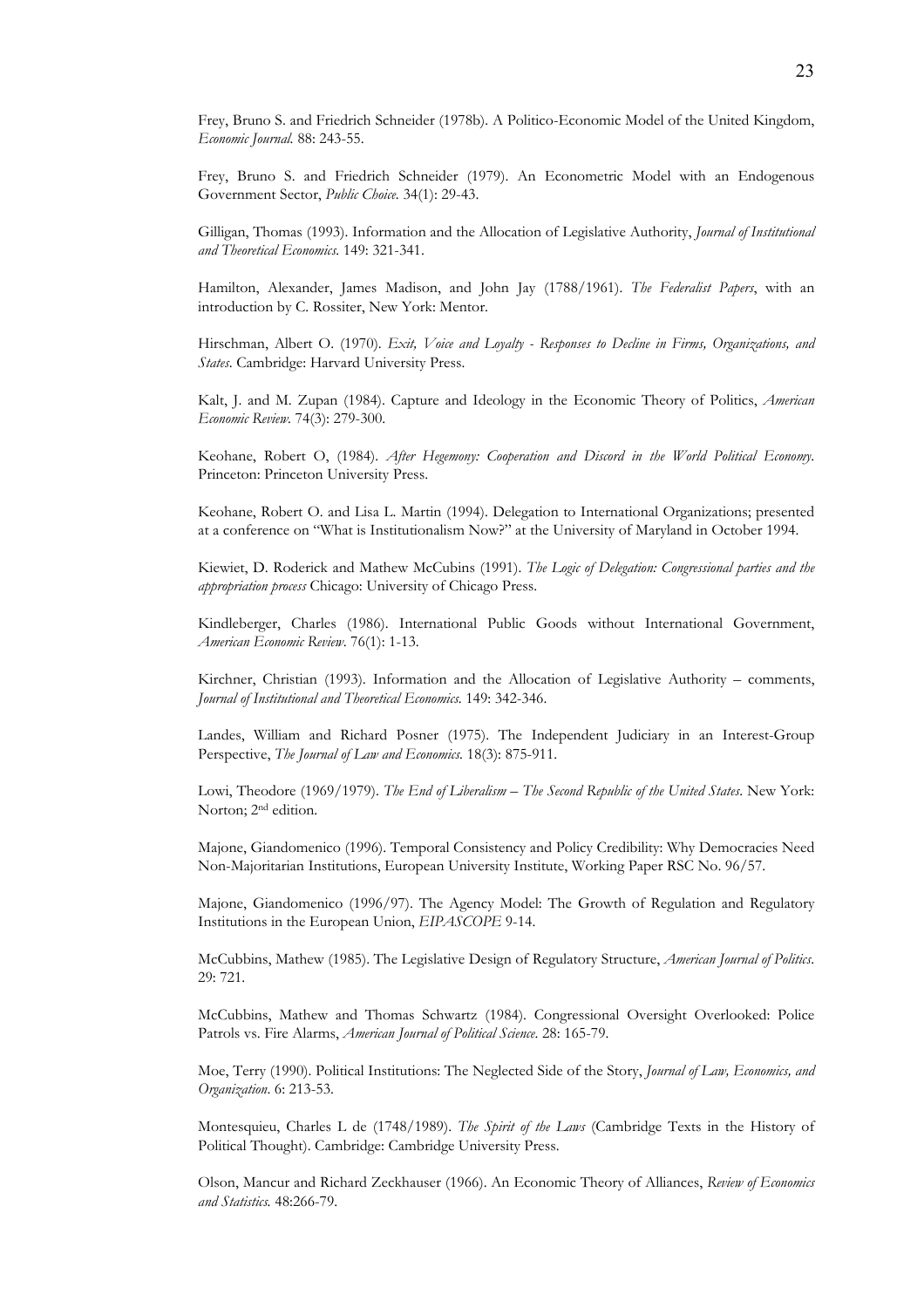Frey, Bruno S. and Friedrich Schneider (1978b). A Politico-Economic Model of the United Kingdom, *Economic Journal.* 88: 243-55.

Frey, Bruno S. and Friedrich Schneider (1979). An Econometric Model with an Endogenous Government Sector, *Public Choice.* 34(1): 29-43.

Gilligan, Thomas (1993). Information and the Allocation of Legislative Authority, *Journal of Institutional and Theoretical Economics.* 149: 321-341.

Hamilton, Alexander, James Madison, and John Jay (1788/1961). *The Federalist Papers*, with an introduction by C. Rossiter, New York: Mentor.

Hirschman, Albert O. (1970). *Exit, Voice and Loyalty - Responses to Decline in Firms, Organizations, and States*. Cambridge: Harvard University Press.

Kalt, J. and M. Zupan (1984). Capture and Ideology in the Economic Theory of Politics, *American Economic Review*. 74(3): 279-300.

Keohane, Robert O, (1984). *After Hegemony: Cooperation and Discord in the World Political Economy.* Princeton: Princeton University Press.

Keohane, Robert O. and Lisa L. Martin (1994). Delegation to International Organizations; presented at a conference on "What is Institutionalism Now?" at the University of Maryland in October 1994.

Kiewiet, D. Roderick and Mathew McCubins (1991). *The Logic of Delegation: Congressional parties and the appropriation process* Chicago: University of Chicago Press.

Kindleberger, Charles (1986). International Public Goods without International Government, *American Economic Review*. 76(1): 1-13.

Kirchner, Christian (1993). Information and the Allocation of Legislative Authority – comments, *Journal of Institutional and Theoretical Economics.* 149: 342-346.

Landes, William and Richard Posner (1975). The Independent Judiciary in an Interest-Group Perspective, *The Journal of Law and Economics.* 18(3): 875-911.

Lowi, Theodore (1969/1979). *The End of Liberalism – The Second Republic of the United States*. New York: Norton; 2nd edition.

Majone, Giandomenico (1996). Temporal Consistency and Policy Credibility: Why Democracies Need Non-Majoritarian Institutions, European University Institute, Working Paper RSC No. 96/57.

Majone, Giandomenico (1996/97). The Agency Model: The Growth of Regulation and Regulatory Institutions in the European Union, *EIPASCOPE* 9-14.

McCubbins, Mathew (1985). The Legislative Design of Regulatory Structure, *American Journal of Politics*. 29: 721.

McCubbins, Mathew and Thomas Schwartz (1984). Congressional Oversight Overlooked: Police Patrols vs. Fire Alarms, *American Journal of Political Science*. 28: 165-79.

Moe, Terry (1990). Political Institutions: The Neglected Side of the Story, *Journal of Law, Economics, and Organization*. 6: 213-53.

Montesquieu, Charles L de (1748/1989). *The Spirit of the Laws* (Cambridge Texts in the History of Political Thought). Cambridge: Cambridge University Press.

Olson, Mancur and Richard Zeckhauser (1966). An Economic Theory of Alliances, *Review of Economics and Statistics.* 48:266-79.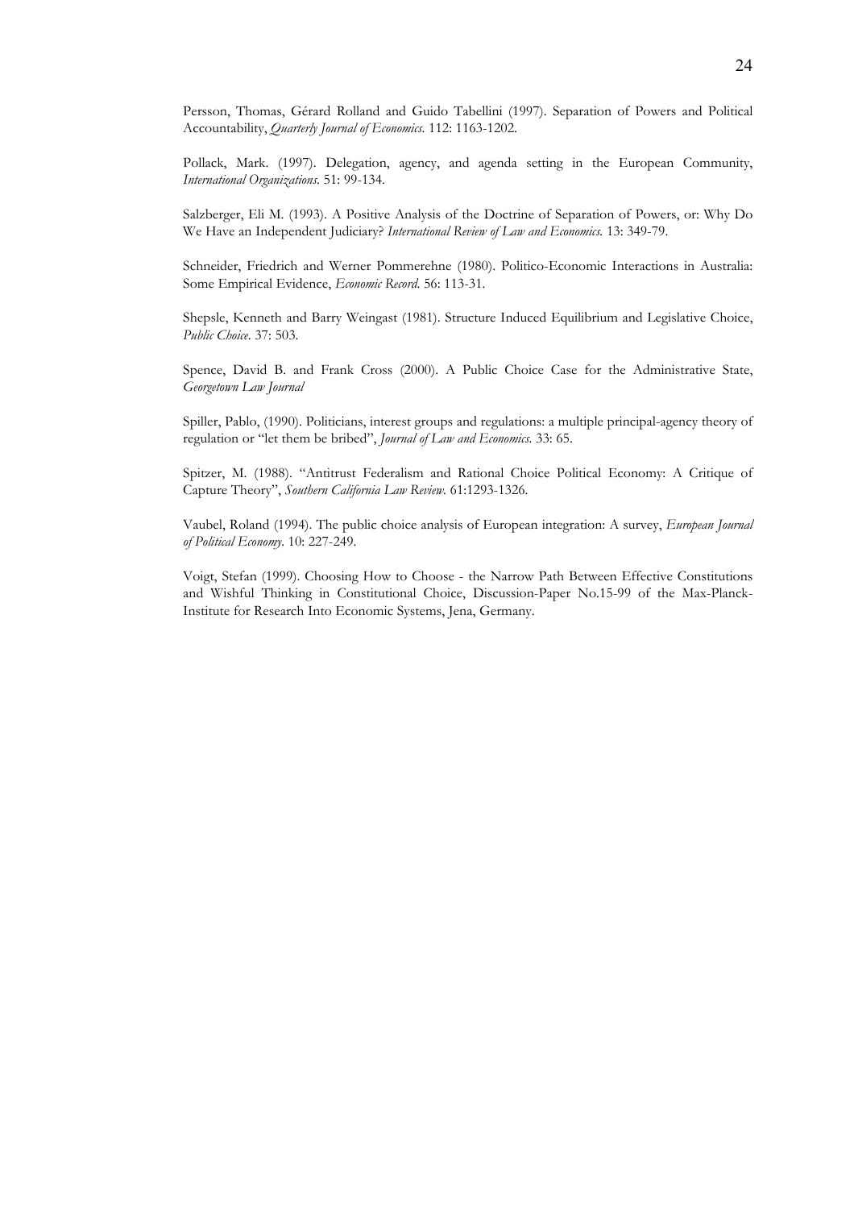Persson, Thomas, Gérard Rolland and Guido Tabellini (1997). Separation of Powers and Political Accountability, *Quarterly Journal of Economics*. 112: 1163-1202.

Pollack, Mark. (1997). Delegation, agency, and agenda setting in the European Community, *International Organizations*. 51: 99-134.

Salzberger, Eli M. (1993). A Positive Analysis of the Doctrine of Separation of Powers, or: Why Do We Have an Independent Judiciary? *International Review of Law and Economics*. 13: 349-79.

Schneider, Friedrich and Werner Pommerehne (1980). Politico-Economic Interactions in Australia: Some Empirical Evidence, *Economic Record*. 56: 113-31.

Shepsle, Kenneth and Barry Weingast (1981). Structure Induced Equilibrium and Legislative Choice, *Public Choice*. 37: 503.

Spence, David B. and Frank Cross (2000). A Public Choice Case for the Administrative State, *Georgetown Law Journal*

Spiller, Pablo, (1990). Politicians, interest groups and regulations: a multiple principal-agency theory of regulation or "let them be bribed", *Journal of Law and Economics*. 33: 65.

Spitzer, M. (1988). "Antitrust Federalism and Rational Choice Political Economy: A Critique of Capture Theory", *Southern California Law Review*. 61:1293-1326.

Vaubel, Roland (1994). The public choice analysis of European integration: A survey, *European Journal of Political Economy*. 10: 227-249.

Voigt, Stefan (1999). Choosing How to Choose - the Narrow Path Between Effective Constitutions and Wishful Thinking in Constitutional Choice, Discussion-Paper No.15-99 of the Max-Planck-Institute for Research Into Economic Systems, Jena, Germany.